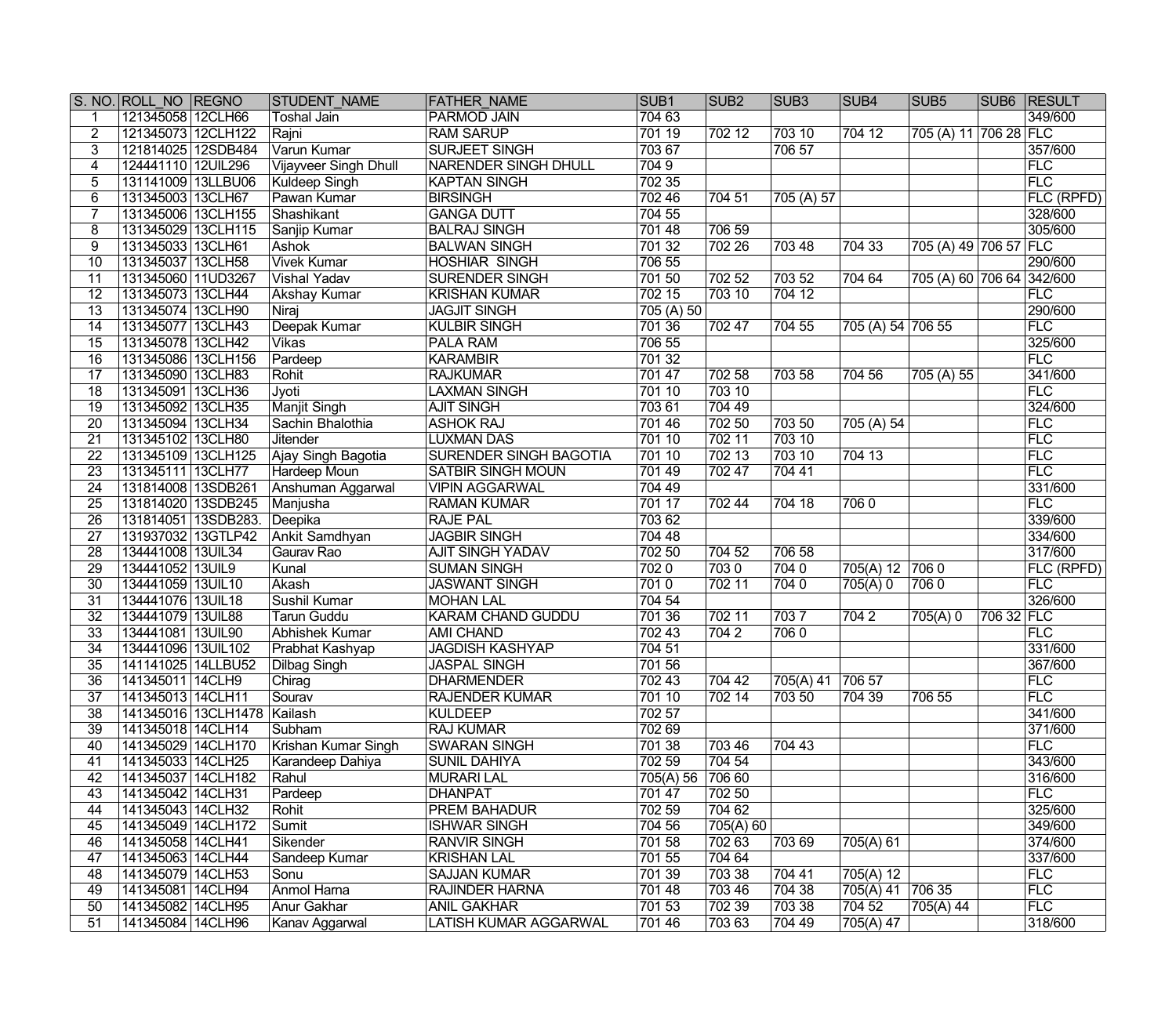| S. NO. | ROLL_NO | REGNO | STUDENT_NAME | FATHER_NAME | SUB1 | SUB2 | SUB3 | SUB4 | SUB5 | SUB6 | RESULT |
|---|---|---|---|---|---|---|---|---|---|---|---|
| 1 | 121345058 | 12CLH66 | Toshal Jain | PARMOD JAIN | 704 63 | | | | | | 349/600 |
| 2 | 121345073 | 12CLH122 | Rajni | RAM SARUP | 701 19 | 702 12 | 703 10 | 704 12 | 705 (A) 11 | 706 28 | FLC |
| 3 | 121814025 | 12SDB484 | Varun Kumar | SURJEET SINGH | 703 67 | | 706 57 | | | | 357/600 |
| 4 | 124441110 | 12UIL296 | Vijayveer Singh Dhull | NARENDER SINGH DHULL | 704 9 | | | | | | FLC |
| 5 | 131141009 | 13LLBU06 | Kuldeep Singh | KAPTAN SINGH | 702 35 | | | | | | FLC |
| 6 | 131345003 | 13CLH67 | Pawan Kumar | BIRSINGH | 702 46 | 704 51 | 705 (A) 57 | | | | FLC (RPFD) |
| 7 | 131345006 | 13CLH155 | Shashikant | GANGA DUTT | 704 55 | | | | | | 328/600 |
| 8 | 131345029 | 13CLH115 | Sanjip Kumar | BALRAJ SINGH | 701 48 | 706 59 | | | | | 305/600 |
| 9 | 131345033 | 13CLH61 | Ashok | BALWAN SINGH | 701 32 | 702 26 | 703 48 | 704 33 | 705 (A) 49 | 706 57 | FLC |
| 10 | 131345037 | 13CLH58 | Vivek Kumar | HOSHIAR SINGH | 706 55 | | | | | | 290/600 |
| 11 | 131345060 | 11UD3267 | Vishal Yadav | SURENDER SINGH | 701 50 | 702 52 | 703 52 | 704 64 | 705 (A) 60 | 706 64 | 342/600 |
| 12 | 131345073 | 13CLH44 | Akshay Kumar | KRISHAN KUMAR | 702 15 | 703 10 | 704 12 | | | | FLC |
| 13 | 131345074 | 13CLH90 | Niraj | JAGJIT SINGH | 705 (A) 50 | | | | | | 290/600 |
| 14 | 131345077 | 13CLH43 | Deepak Kumar | KULBIR SINGH | 701 36 | 702 47 | 704 55 | 705 (A) 54 | 706 55 | | FLC |
| 15 | 131345078 | 13CLH42 | Vikas | PALA RAM | 706 55 | | | | | | 325/600 |
| 16 | 131345086 | 13CLH156 | Pardeep | KARAMBIR | 701 32 | | | | | | FLC |
| 17 | 131345090 | 13CLH83 | Rohit | RAJKUMAR | 701 47 | 702 58 | 703 58 | 704 56 | 705 (A) 55 | | 341/600 |
| 18 | 131345091 | 13CLH36 | Jyoti | LAXMAN SINGH | 701 10 | 703 10 | | | | | FLC |
| 19 | 131345092 | 13CLH35 | Manjit Singh | AJIT SINGH | 703 61 | 704 49 | | | | | 324/600 |
| 20 | 131345094 | 13CLH34 | Sachin Bhalothia | ASHOK RAJ | 701 46 | 702 50 | 703 50 | 705 (A) 54 | | | FLC |
| 21 | 131345102 | 13CLH80 | Jitender | LUXMAN DAS | 701 10 | 702 11 | 703 10 | | | | FLC |
| 22 | 131345109 | 13CLH125 | Ajay Singh Bagotia | SURENDER SINGH BAGOTIA | 701 10 | 702 13 | 703 10 | 704 13 | | | FLC |
| 23 | 131345111 | 13CLH77 | Hardeep Moun | SATBIR SINGH MOUN | 701 49 | 702 47 | 704 41 | | | | FLC |
| 24 | 131814008 | 13SDB261 | Anshuman Aggarwal | VIPIN AGGARWAL | 704 49 | | | | | | 331/600 |
| 25 | 131814020 | 13SDB245 | Manjusha | RAMAN KUMAR | 701 17 | 702 44 | 704 18 | 706 0 | | | FLC |
| 26 | 131814051 | 13SDB283. | Deepika | RAJE PAL | 703 62 | | | | | | 339/600 |
| 27 | 131937032 | 13GTLP42 | Ankit Samdhyan | JAGBIR SINGH | 704 48 | | | | | | 334/600 |
| 28 | 134441008 | 13UIL34 | Gaurav Rao | AJIT SINGH YADAV | 702 50 | 704 52 | 706 58 | | | | 317/600 |
| 29 | 134441052 | 13UIL9 | Kunal | SUMAN SINGH | 702 0 | 703 0 | 704 0 | 705(A) 12 | 706 0 | | FLC (RPFD) |
| 30 | 134441059 | 13UIL10 | Akash | JASWANT SINGH | 701 0 | 702 11 | 704 0 | 705(A) 0 | 706 0 | | FLC |
| 31 | 134441076 | 13UIL18 | Sushil Kumar | MOHAN LAL | 704 54 | | | | | | 326/600 |
| 32 | 134441079 | 13UIL88 | Tarun Guddu | KARAM CHAND GUDDU | 701 36 | 702 11 | 703 7 | 704 2 | 705(A) 0 | 706 32 | FLC |
| 33 | 134441081 | 13UIL90 | Abhishek Kumar | AMI CHAND | 702 43 | 704 2 | 706 0 | | | | FLC |
| 34 | 134441096 | 13UIL102 | Prabhat Kashyap | JAGDISH KASHYAP | 704 51 | | | | | | 331/600 |
| 35 | 141141025 | 14LLBU52 | Dilbag Singh | JASPAL SINGH | 701 56 | | | | | | 367/600 |
| 36 | 141345011 | 14CLH9 | Chirag | DHARMENDER | 702 43 | 704 42 | 705(A) 41 | 706 57 | | | FLC |
| 37 | 141345013 | 14CLH11 | Sourav | RAJENDER KUMAR | 701 10 | 702 14 | 703 50 | 704 39 | 706 55 | | FLC |
| 38 | 141345016 | 13CLH1478 | Kailash | KULDEEP | 702 57 | | | | | | 341/600 |
| 39 | 141345018 | 14CLH14 | Subham | RAJ KUMAR | 702 69 | | | | | | 371/600 |
| 40 | 141345029 | 14CLH170 | Krishan Kumar Singh | SWARAN SINGH | 701 38 | 703 46 | 704 43 | | | | FLC |
| 41 | 141345033 | 14CLH25 | Karandeep Dahiya | SUNIL DAHIYA | 702 59 | 704 54 | | | | | 343/600 |
| 42 | 141345037 | 14CLH182 | Rahul | MURARI LAL | 705(A) 56 | 706 60 | | | | | 316/600 |
| 43 | 141345042 | 14CLH31 | Pardeep | DHANPAT | 701 47 | 702 50 | | | | | FLC |
| 44 | 141345043 | 14CLH32 | Rohit | PREM BAHADUR | 702 59 | 704 62 | | | | | 325/600 |
| 45 | 141345049 | 14CLH172 | Sumit | ISHWAR SINGH | 704 56 | 705(A) 60 | | | | | 349/600 |
| 46 | 141345058 | 14CLH41 | Sikender | RANVIR SINGH | 701 58 | 702 63 | 703 69 | 705(A) 61 | | | 374/600 |
| 47 | 141345063 | 14CLH44 | Sandeep Kumar | KRISHAN LAL | 701 55 | 704 64 | | | | | 337/600 |
| 48 | 141345079 | 14CLH53 | Sonu | SAJJAN KUMAR | 701 39 | 703 38 | 704 41 | 705(A) 12 | | | FLC |
| 49 | 141345081 | 14CLH94 | Anmol Harna | RAJINDER HARNA | 701 48 | 703 46 | 704 38 | 705(A) 41 | 706 35 | | FLC |
| 50 | 141345082 | 14CLH95 | Anur Gakhar | ANIL GAKHAR | 701 53 | 702 39 | 703 38 | 704 52 | 705(A) 44 | | FLC |
| 51 | 141345084 | 14CLH96 | Kanav Aggarwal | LATISH KUMAR AGGARWAL | 701 46 | 703 63 | 704 49 | 705(A) 47 | | | 318/600 |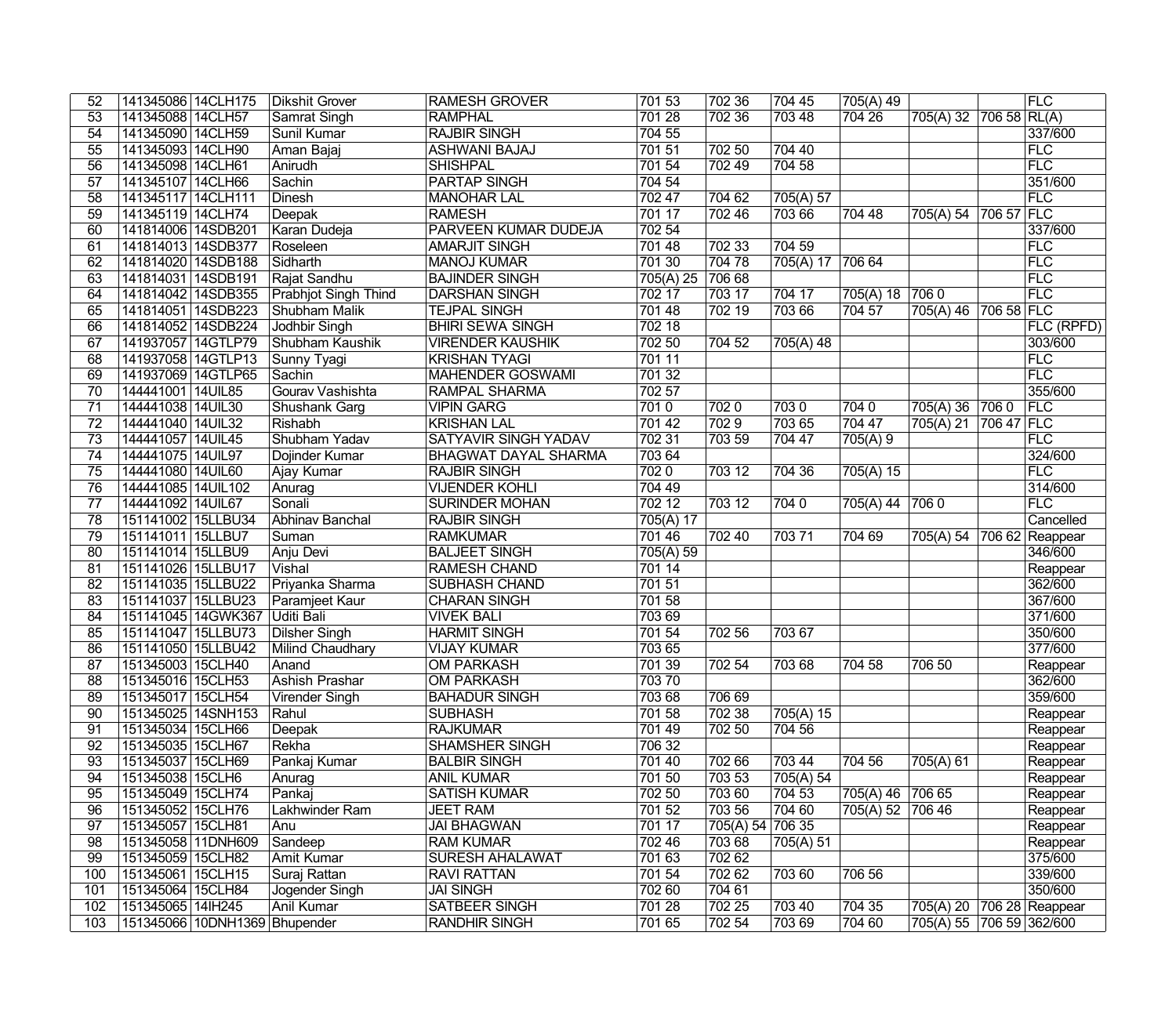| | | | | | | | | | | | |
|---|---|---|---|---|---|---|---|---|---|---|---|
| 52 | 141345086 | 14CLH175 | Dikshit Grover | RAMESH GROVER | 701 53 | 702 36 | 704 45 | 705(A) 49 | | | FLC |
| 53 | 141345088 | 14CLH57 | Samrat Singh | RAMPHAL | 701 28 | 702 36 | 703 48 | 704 26 | 705(A) 32 | 706 58 | RL(A) |
| 54 | 141345090 | 14CLH59 | Sunil Kumar | RAJBIR SINGH | 704 55 | | | | | | 337/600 |
| 55 | 141345093 | 14CLH90 | Aman Bajaj | ASHWANI BAJAJ | 701 51 | 702 50 | 704 40 | | | | FLC |
| 56 | 141345098 | 14CLH61 | Anirudh | SHISHPAL | 701 54 | 702 49 | 704 58 | | | | FLC |
| 57 | 141345107 | 14CLH66 | Sachin | PARTAP SINGH | 704 54 | | | | | | 351/600 |
| 58 | 141345117 | 14CLH111 | Dinesh | MANOHAR LAL | 702 47 | 704 62 | 705(A) 57 | | | | FLC |
| 59 | 141345119 | 14CLH74 | Deepak | RAMESH | 701 17 | 702 46 | 703 66 | 704 48 | 705(A) 54 | 706 57 | FLC |
| 60 | 141814006 | 14SDB201 | Karan Dudeja | PARVEEN KUMAR DUDEJA | 702 54 | | | | | | 337/600 |
| 61 | 141814013 | 14SDB377 | Roseleen | AMARJIT SINGH | 701 48 | 702 33 | 704 59 | | | | FLC |
| 62 | 141814020 | 14SDB188 | Sidharth | MANOJ KUMAR | 701 30 | 704 78 | 705(A) 17 | 706 64 | | | FLC |
| 63 | 141814031 | 14SDB191 | Rajat Sandhu | BAJINDER SINGH | 705(A) 25 | 706 68 | | | | | FLC |
| 64 | 141814042 | 14SDB355 | Prabhjot Singh Thind | DARSHAN SINGH | 702 17 | 703 17 | 704 17 | 705(A) 18 | 706 0 | | FLC |
| 65 | 141814051 | 14SDB223 | Shubham Malik | TEJPAL SINGH | 701 48 | 702 19 | 703 66 | 704 57 | 705(A) 46 | 706 58 | FLC |
| 66 | 141814052 | 14SDB224 | Jodhbir Singh | BHIRI SEWA SINGH | 702 18 | | | | | | FLC (RPFD) |
| 67 | 141937057 | 14GTLP79 | Shubham Kaushik | VIRENDER KAUSHIK | 702 50 | 704 52 | 705(A) 48 | | | | 303/600 |
| 68 | 141937058 | 14GTLP13 | Sunny Tyagi | KRISHAN TYAGI | 701 11 | | | | | | FLC |
| 69 | 141937069 | 14GTLP65 | Sachin | MAHENDER GOSWAMI | 701 32 | | | | | | FLC |
| 70 | 144441001 | 14UIL85 | Gourav Vashishta | RAMPAL SHARMA | 702 57 | | | | | | 355/600 |
| 71 | 144441038 | 14UIL30 | Shushank Garg | VIPIN GARG | 701 0 | 702 0 | 703 0 | 704 0 | 705(A) 36 | 706 0 | FLC |
| 72 | 144441040 | 14UIL32 | Rishabh | KRISHAN LAL | 701 42 | 702 9 | 703 65 | 704 47 | 705(A) 21 | 706 47 | FLC |
| 73 | 144441057 | 14UIL45 | Shubham Yadav | SATYAVIR SINGH YADAV | 702 31 | 703 59 | 704 47 | 705(A) 9 | | | FLC |
| 74 | 144441075 | 14UIL97 | Dojinder Kumar | BHAGWAT DAYAL SHARMA | 703 64 | | | | | | 324/600 |
| 75 | 144441080 | 14UIL60 | Ajay Kumar | RAJBIR SINGH | 702 0 | 703 12 | 704 36 | 705(A) 15 | | | FLC |
| 76 | 144441085 | 14UIL102 | Anurag | VIJENDER KOHLI | 704 49 | | | | | | 314/600 |
| 77 | 144441092 | 14UIL67 | Sonali | SURINDER MOHAN | 702 12 | 703 12 | 704 0 | 705(A) 44 | 706 0 | | FLC |
| 78 | 151141002 | 15LLBU34 | Abhinav Banchal | RAJBIR SINGH | 705(A) 17 | | | | | | Cancelled |
| 79 | 151141011 | 15LLBU7 | Suman | RAMKUMAR | 701 46 | 702 40 | 703 71 | 704 69 | 705(A) 54 | 706 62 | Reappear |
| 80 | 151141014 | 15LLBU9 | Anju Devi | BALJEET SINGH | 705(A) 59 | | | | | | 346/600 |
| 81 | 151141026 | 15LLBU17 | Vishal | RAMESH CHAND | 701 14 | | | | | | Reappear |
| 82 | 151141035 | 15LLBU22 | Priyanka Sharma | SUBHASH CHAND | 701 51 | | | | | | 362/600 |
| 83 | 151141037 | 15LLBU23 | Paramjeet Kaur | CHARAN SINGH | 701 58 | | | | | | 367/600 |
| 84 | 151141045 | 14GWK367 | Uditi Bali | VIVEK BALI | 703 69 | | | | | | 371/600 |
| 85 | 151141047 | 15LLBU73 | Dilsher Singh | HARMIT SINGH | 701 54 | 702 56 | 703 67 | | | | 350/600 |
| 86 | 151141050 | 15LLBU42 | Milind Chaudhary | VIJAY KUMAR | 703 65 | | | | | | 377/600 |
| 87 | 151345003 | 15CLH40 | Anand | OM PARKASH | 701 39 | 702 54 | 703 68 | 704 58 | 706 50 | | Reappear |
| 88 | 151345016 | 15CLH53 | Ashish Prashar | OM PARKASH | 703 70 | | | | | | 362/600 |
| 89 | 151345017 | 15CLH54 | Virender Singh | BAHADUR SINGH | 703 68 | 706 69 | | | | | 359/600 |
| 90 | 151345025 | 14SNH153 | Rahul | SUBHASH | 701 58 | 702 38 | 705(A) 15 | | | | Reappear |
| 91 | 151345034 | 15CLH66 | Deepak | RAJKUMAR | 701 49 | 702 50 | 704 56 | | | | Reappear |
| 92 | 151345035 | 15CLH67 | Rekha | SHAMSHER SINGH | 706 32 | | | | | | Reappear |
| 93 | 151345037 | 15CLH69 | Pankaj Kumar | BALBIR SINGH | 701 40 | 702 66 | 703 44 | 704 56 | 705(A) 61 | | Reappear |
| 94 | 151345038 | 15CLH6 | Anurag | ANIL KUMAR | 701 50 | 703 53 | 705(A) 54 | | | | Reappear |
| 95 | 151345049 | 15CLH74 | Pankaj | SATISH KUMAR | 702 50 | 703 60 | 704 53 | 705(A) 46 | 706 65 | | Reappear |
| 96 | 151345052 | 15CLH76 | Lakhwinder Ram | JEET RAM | 701 52 | 703 56 | 704 60 | 705(A) 52 | 706 46 | | Reappear |
| 97 | 151345057 | 15CLH81 | Anu | JAI BHAGWAN | 701 17 | 705(A) 54 | 706 35 | | | | Reappear |
| 98 | 151345058 | 11DNH609 | Sandeep | RAM KUMAR | 702 46 | 703 68 | 705(A) 51 | | | | Reappear |
| 99 | 151345059 | 15CLH82 | Amit Kumar | SURESH AHALAWAT | 701 63 | 702 62 | | | | | 375/600 |
| 100 | 151345061 | 15CLH15 | Suraj Rattan | RAVI RATTAN | 701 54 | 702 62 | 703 60 | 706 56 | | | 339/600 |
| 101 | 151345064 | 15CLH84 | Jogender Singh | JAI SINGH | 702 60 | 704 61 | | | | | 350/600 |
| 102 | 151345065 | 14IH245 | Anil Kumar | SATBEER SINGH | 701 28 | 702 25 | 703 40 | 704 35 | 705(A) 20 | 706 28 | Reappear |
| 103 | 151345066 | 10DNH1369 | Bhupender | RANDHIR SINGH | 701 65 | 702 54 | 703 69 | 704 60 | 705(A) 55 | 706 59 | 362/600 |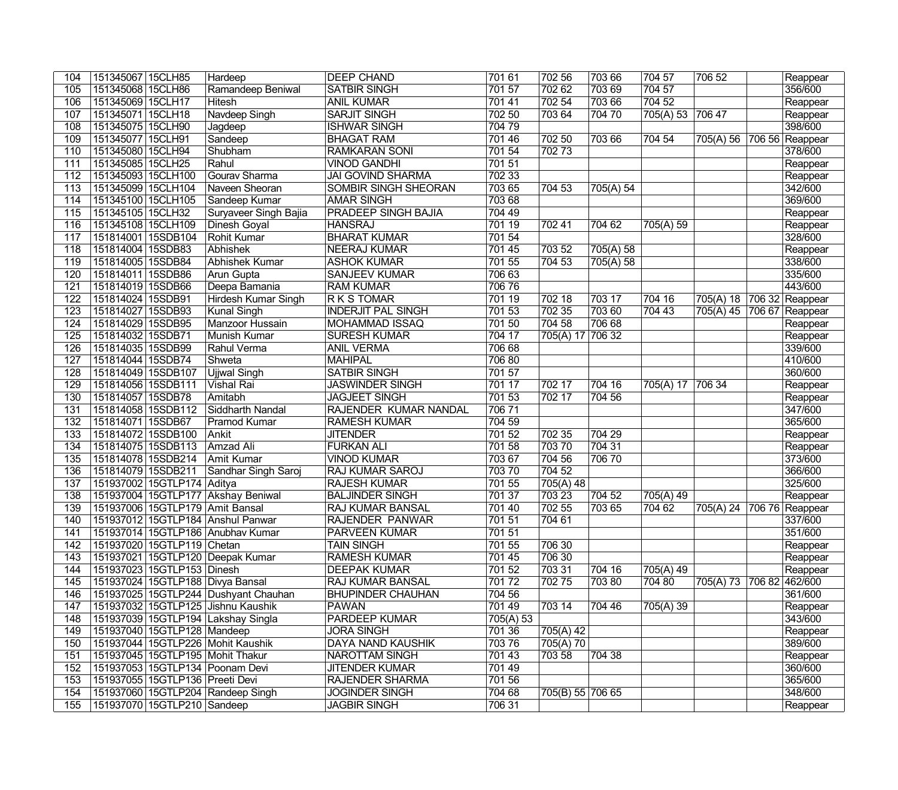| | | | | | | | | | | | |
|---|---|---|---|---|---|---|---|---|---|---|---|
| 104 | 151345067 | 15CLH85 | Hardeep | DEEP CHAND | 701 61 | 702 56 | 703 66 | 704 57 | 706 52 | | Reappear |
| 105 | 151345068 | 15CLH86 | Ramandeep Beniwal | SATBIR SINGH | 701 57 | 702 62 | 703 69 | 704 57 | | | 356/600 |
| 106 | 151345069 | 15CLH17 | Hitesh | ANIL KUMAR | 701 41 | 702 54 | 703 66 | 704 52 | | | Reappear |
| 107 | 151345071 | 15CLH18 | Navdeep Singh | SARJIT SINGH | 702 50 | 703 64 | 704 70 | 705(A) 53 | 706 47 | | Reappear |
| 108 | 151345075 | 15CLH90 | Jagdeep | ISHWAR SINGH | 704 79 | | | | | | 398/600 |
| 109 | 151345077 | 15CLH91 | Sandeep | BHAGAT RAM | 701 46 | 702 50 | 703 66 | 704 54 | 705(A) 56 | 706 56 | Reappear |
| 110 | 151345080 | 15CLH94 | Shubham | RAMKARAN SONI | 701 54 | 702 73 | | | | | 378/600 |
| 111 | 151345085 | 15CLH25 | Rahul | VINOD GANDHI | 701 51 | | | | | | Reappear |
| 112 | 151345093 | 15CLH100 | Gourav Sharma | JAI GOVIND SHARMA | 702 33 | | | | | | Reappear |
| 113 | 151345099 | 15CLH104 | Naveen Sheoran | SOMBIR SINGH SHEORAN | 703 65 | 704 53 | 705(A) 54 | | | | 342/600 |
| 114 | 151345100 | 15CLH105 | Sandeep Kumar | AMAR SINGH | 703 68 | | | | | | 369/600 |
| 115 | 151345105 | 15CLH32 | Suryaveer Singh Bajia | PRADEEP SINGH BAJIA | 704 49 | | | | | | Reappear |
| 116 | 151345108 | 15CLH109 | Dinesh Goyal | HANSRAJ | 701 19 | 702 41 | 704 62 | 705(A) 59 | | | Reappear |
| 117 | 151814001 | 15SDB104 | Rohit Kumar | BHARAT KUMAR | 701 54 | | | | | | 328/600 |
| 118 | 151814004 | 15SDB83 | Abhishek | NEERAJ KUMAR | 701 45 | 703 52 | 705(A) 58 | | | | Reappear |
| 119 | 151814005 | 15SDB84 | Abhishek Kumar | ASHOK KUMAR | 701 55 | 704 53 | 705(A) 58 | | | | 338/600 |
| 120 | 151814011 | 15SDB86 | Arun Gupta | SANJEEV KUMAR | 706 63 | | | | | | 335/600 |
| 121 | 151814019 | 15SDB66 | Deepa Bamania | RAM KUMAR | 706 76 | | | | | | 443/600 |
| 122 | 151814024 | 15SDB91 | Hirdesh Kumar Singh | R K S TOMAR | 701 19 | 702 18 | 703 17 | 704 16 | 705(A) 18 | 706 32 | Reappear |
| 123 | 151814027 | 15SDB93 | Kunal Singh | INDERJIT PAL SINGH | 701 53 | 702 35 | 703 60 | 704 43 | 705(A) 45 | 706 67 | Reappear |
| 124 | 151814029 | 15SDB95 | Manzoor Hussain | MOHAMMAD ISSAQ | 701 50 | 704 58 | 706 68 | | | | Reappear |
| 125 | 151814032 | 15SDB71 | Munish Kumar | SURESH KUMAR | 704 17 | 705(A) 17 | 706 32 | | | | Reappear |
| 126 | 151814035 | 15SDB99 | Rahul Verma | ANIL VERMA | 706 68 | | | | | | 339/600 |
| 127 | 151814044 | 15SDB74 | Shweta | MAHIPAL | 706 80 | | | | | | 410/600 |
| 128 | 151814049 | 15SDB107 | Ujjwal Singh | SATBIR SINGH | 701 57 | | | | | | 360/600 |
| 129 | 151814056 | 15SDB111 | Vishal Rai | JASWINDER SINGH | 701 17 | 702 17 | 704 16 | 705(A) 17 | 706 34 | | Reappear |
| 130 | 151814057 | 15SDB78 | Amitabh | JAGJEET SINGH | 701 53 | 702 17 | 704 56 | | | | Reappear |
| 131 | 151814058 | 15SDB112 | Siddharth Nandal | RAJENDER KUMAR NANDAL | 706 71 | | | | | | 347/600 |
| 132 | 151814071 | 15SDB67 | Pramod Kumar | RAMESH KUMAR | 704 59 | | | | | | 365/600 |
| 133 | 151814072 | 15SDB100 | Ankit | JITENDER | 701 52 | 702 35 | 704 29 | | | | Reappear |
| 134 | 151814075 | 15SDB113 | Amzad Ali | FURKAN ALI | 701 58 | 703 70 | 704 31 | | | | Reappear |
| 135 | 151814078 | 15SDB214 | Amit Kumar | VINOD KUMAR | 703 67 | 704 56 | 706 70 | | | | 373/600 |
| 136 | 151814079 | 15SDB211 | Sandhar Singh Saroj | RAJ KUMAR SAROJ | 703 70 | 704 52 | | | | | 366/600 |
| 137 | 151937002 | 15GTLP174 | Aditya | RAJESH KUMAR | 701 55 | 705(A) 48 | | | | | 325/600 |
| 138 | 151937004 | 15GTLP177 | Akshay Beniwal | BALJINDER SINGH | 701 37 | 703 23 | 704 52 | 705(A) 49 | | | Reappear |
| 139 | 151937006 | 15GTLP179 | Amit Bansal | RAJ KUMAR BANSAL | 701 40 | 702 55 | 703 65 | 704 62 | 705(A) 24 | 706 76 | Reappear |
| 140 | 151937012 | 15GTLP184 | Anshul Panwar | RAJENDER PANWAR | 701 51 | 704 61 | | | | | 337/600 |
| 141 | 151937014 | 15GTLP186 | Anubhav Kumar | PARVEEN KUMAR | 701 51 | | | | | | 351/600 |
| 142 | 151937020 | 15GTLP119 | Chetan | TAIN SINGH | 701 55 | 706 30 | | | | | Reappear |
| 143 | 151937021 | 15GTLP120 | Deepak Kumar | RAMESH KUMAR | 701 45 | 706 30 | | | | | Reappear |
| 144 | 151937023 | 15GTLP153 | Dinesh | DEEPAK KUMAR | 701 52 | 703 31 | 704 16 | 705(A) 49 | | | Reappear |
| 145 | 151937024 | 15GTLP188 | Divya Bansal | RAJ KUMAR BANSAL | 701 72 | 702 75 | 703 80 | 704 80 | 705(A) 73 | 706 82 | 462/600 |
| 146 | 151937025 | 15GTLP244 | Dushyant Chauhan | BHUPINDER CHAUHAN | 704 56 | | | | | | 361/600 |
| 147 | 151937032 | 15GTLP125 | Jishnu Kaushik | PAWAN | 701 49 | 703 14 | 704 46 | 705(A) 39 | | | Reappear |
| 148 | 151937039 | 15GTLP194 | Lakshay Singla | PARDEEP KUMAR | 705(A) 53 | | | | | | 343/600 |
| 149 | 151937040 | 15GTLP128 | Mandeep | JORA SINGH | 701 36 | 705(A) 42 | | | | | Reappear |
| 150 | 151937044 | 15GTLP226 | Mohit Kaushik | DAYA NAND KAUSHIK | 703 76 | 705(A) 70 | | | | | 389/600 |
| 151 | 151937045 | 15GTLP195 | Mohit Thakur | NAROTTAM SINGH | 701 43 | 703 58 | 704 38 | | | | Reappear |
| 152 | 151937053 | 15GTLP134 | Poonam Devi | JITENDER KUMAR | 701 49 | | | | | | 360/600 |
| 153 | 151937055 | 15GTLP136 | Preeti Devi | RAJENDER SHARMA | 701 56 | | | | | | 365/600 |
| 154 | 151937060 | 15GTLP204 | Randeep Singh | JOGINDER SINGH | 704 68 | 705(B) 55 | 706 65 | | | | 348/600 |
| 155 | 151937070 | 15GTLP210 | Sandeep | JAGBIR SINGH | 706 31 | | | | | | Reappear |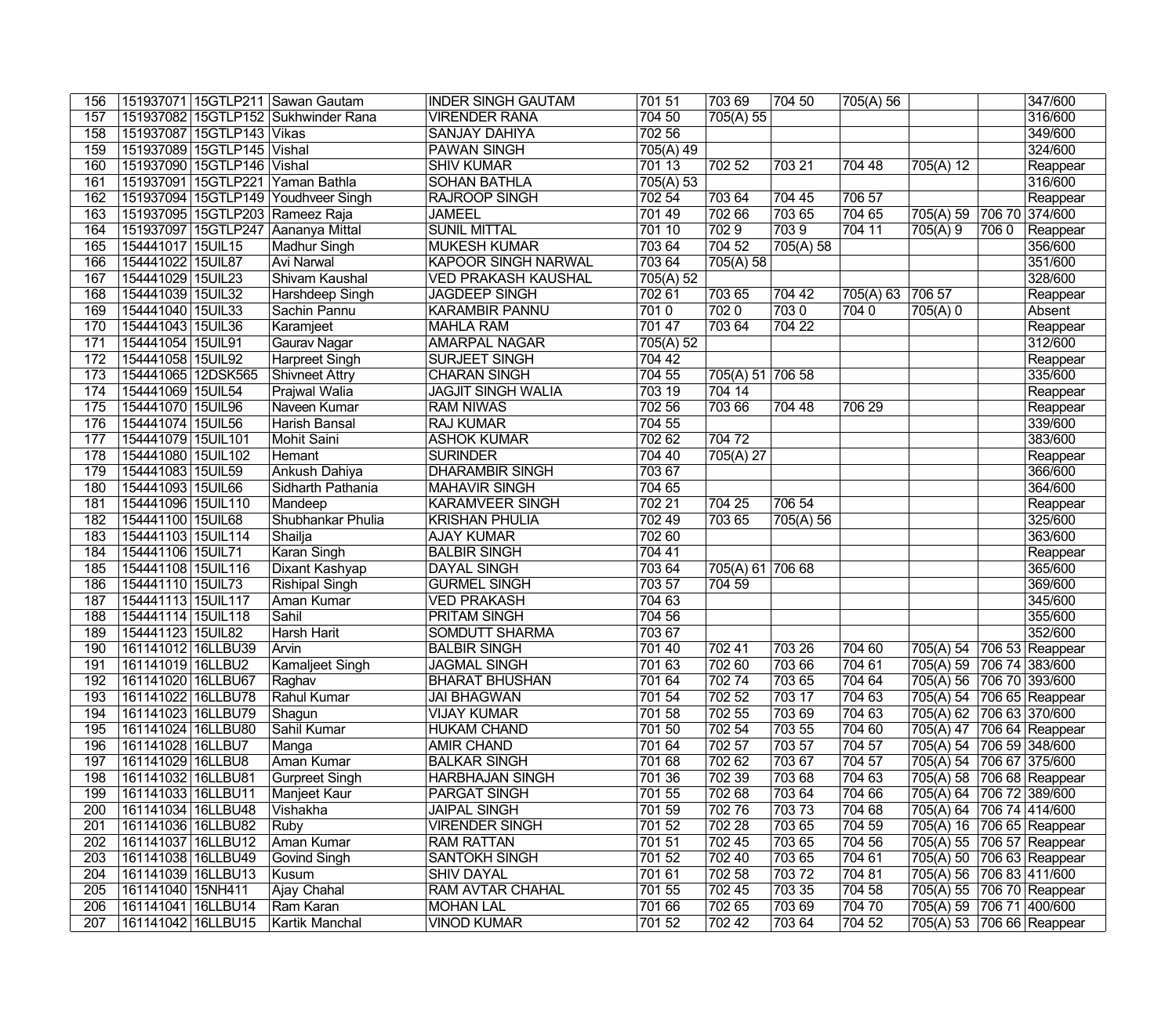| 156 | 151937071 | 15GTLP211 | Sawan Gautam | INDER SINGH GAUTAM | 701 51 | 703 69 | 704 50 | 705(A) 56 | | | 347/600 |
|---|---|---|---|---|---|---|---|---|---|---|---|
| 157 | 151937082 | 15GTLP152 | Sukhwinder Rana | VIRENDER RANA | 704 50 | 705(A) 55 | | | | | 316/600 |
| 158 | 151937087 | 15GTLP143 | Vikas | SANJAY DAHIYA | 702 56 | | | | | | 349/600 |
| 159 | 151937089 | 15GTLP145 | Vishal | PAWAN SINGH | 705(A) 49 | | | | | | 324/600 |
| 160 | 151937090 | 15GTLP146 | Vishal | SHIV KUMAR | 701 13 | 702 52 | 703 21 | 704 48 | 705(A) 12 | | Reappear |
| 161 | 151937091 | 15GTLP221 | Yaman Bathla | SOHAN BATHLA | 705(A) 53 | | | | | | 316/600 |
| 162 | 151937094 | 15GTLP149 | Youdhveer Singh | RAJROOP SINGH | 702 54 | 703 64 | 704 45 | 706 57 | | | Reappear |
| 163 | 151937095 | 15GTLP203 | Rameez Raja | JAMEEL | 701 49 | 702 66 | 703 65 | 704 65 | 705(A) 59 | 706 70 | 374/600 |
| 164 | 151937097 | 15GTLP247 | Aananya Mittal | SUNIL MITTAL | 701 10 | 702 9 | 703 9 | 704 11 | 705(A) 9 | 706 0 | Reappear |
| 165 | 154441017 | 15UIL15 | Madhur Singh | MUKESH KUMAR | 703 64 | 704 52 | 705(A) 58 | | | | 356/600 |
| 166 | 154441022 | 15UIL87 | Avi Narwal | KAPOOR SINGH NARWAL | 703 64 | 705(A) 58 | | | | | 351/600 |
| 167 | 154441029 | 15UIL23 | Shivam Kaushal | VED PRAKASH KAUSHAL | 705(A) 52 | | | | | | 328/600 |
| 168 | 154441039 | 15UIL32 | Harshdeep Singh | JAGDEEP SINGH | 702 61 | 703 65 | 704 42 | 705(A) 63 | 706 57 | | Reappear |
| 169 | 154441040 | 15UIL33 | Sachin Pannu | KARAMBIR PANNU | 701 0 | 702 0 | 703 0 | 704 0 | 705(A) 0 | | Absent |
| 170 | 154441043 | 15UIL36 | Karamjeet | MAHLA RAM | 701 47 | 703 64 | 704 22 | | | | Reappear |
| 171 | 154441054 | 15UIL91 | Gaurav Nagar | AMARPAL NAGAR | 705(A) 52 | | | | | | 312/600 |
| 172 | 154441058 | 15UIL92 | Harpreet Singh | SURJEET SINGH | 704 42 | | | | | | Reappear |
| 173 | 154441065 | 12DSK565 | Shivneet Attry | CHARAN SINGH | 704 55 | 705(A) 51 | 706 58 | | | | 335/600 |
| 174 | 154441069 | 15UIL54 | Prajwal Walia | JAGJIT SINGH WALIA | 703 19 | 704 14 | | | | | Reappear |
| 175 | 154441070 | 15UIL96 | Naveen Kumar | RAM NIWAS | 702 56 | 703 66 | 704 48 | 706 29 | | | Reappear |
| 176 | 154441074 | 15UIL56 | Harish Bansal | RAJ KUMAR | 704 55 | | | | | | 339/600 |
| 177 | 154441079 | 15UIL101 | Mohit Saini | ASHOK KUMAR | 702 62 | 704 72 | | | | | 383/600 |
| 178 | 154441080 | 15UIL102 | Hemant | SURINDER | 704 40 | 705(A) 27 | | | | | Reappear |
| 179 | 154441083 | 15UIL59 | Ankush Dahiya | DHARAMBIR SINGH | 703 67 | | | | | | 366/600 |
| 180 | 154441093 | 15UIL66 | Sidharth Pathania | MAHAVIR SINGH | 704 65 | | | | | | 364/600 |
| 181 | 154441096 | 15UIL110 | Mandeep | KARAMVEER SINGH | 702 21 | 704 25 | 706 54 | | | | Reappear |
| 182 | 154441100 | 15UIL68 | Shubhankar Phulia | KRISHAN PHULIA | 702 49 | 703 65 | 705(A) 56 | | | | 325/600 |
| 183 | 154441103 | 15UIL114 | Shailja | AJAY KUMAR | 702 60 | | | | | | 363/600 |
| 184 | 154441106 | 15UIL71 | Karan Singh | BALBIR SINGH | 704 41 | | | | | | Reappear |
| 185 | 154441108 | 15UIL116 | Dixant Kashyap | DAYAL SINGH | 703 64 | 705(A) 61 | 706 68 | | | | 365/600 |
| 186 | 154441110 | 15UIL73 | Rishipal Singh | GURMEL SINGH | 703 57 | 704 59 | | | | | 369/600 |
| 187 | 154441113 | 15UIL117 | Aman Kumar | VED PRAKASH | 704 63 | | | | | | 345/600 |
| 188 | 154441114 | 15UIL118 | Sahil | PRITAM SINGH | 704 56 | | | | | | 355/600 |
| 189 | 154441123 | 15UIL82 | Harsh Harit | SOMDUTT SHARMA | 703 67 | | | | | | 352/600 |
| 190 | 161141012 | 16LLBU39 | Arvin | BALBIR SINGH | 701 40 | 702 41 | 703 26 | 704 60 | 705(A) 54 | 706 53 | Reappear |
| 191 | 161141019 | 16LLBU2 | Kamaljeet Singh | JAGMAL SINGH | 701 63 | 702 60 | 703 66 | 704 61 | 705(A) 59 | 706 74 | 383/600 |
| 192 | 161141020 | 16LLBU67 | Raghav | BHARAT BHUSHAN | 701 64 | 702 74 | 703 65 | 704 64 | 705(A) 56 | 706 70 | 393/600 |
| 193 | 161141022 | 16LLBU78 | Rahul Kumar | JAI BHAGWAN | 701 54 | 702 52 | 703 17 | 704 63 | 705(A) 54 | 706 65 | Reappear |
| 194 | 161141023 | 16LLBU79 | Shagun | VIJAY KUMAR | 701 58 | 702 55 | 703 69 | 704 63 | 705(A) 62 | 706 63 | 370/600 |
| 195 | 161141024 | 16LLBU80 | Sahil Kumar | HUKAM CHAND | 701 50 | 702 54 | 703 55 | 704 60 | 705(A) 47 | 706 64 | Reappear |
| 196 | 161141028 | 16LLBU7 | Manga | AMIR CHAND | 701 64 | 702 57 | 703 57 | 704 57 | 705(A) 54 | 706 59 | 348/600 |
| 197 | 161141029 | 16LLBU8 | Aman Kumar | BALKAR SINGH | 701 68 | 702 62 | 703 67 | 704 57 | 705(A) 54 | 706 67 | 375/600 |
| 198 | 161141032 | 16LLBU81 | Gurpreet Singh | HARBHAJAN SINGH | 701 36 | 702 39 | 703 68 | 704 63 | 705(A) 58 | 706 68 | Reappear |
| 199 | 161141033 | 16LLBU11 | Manjeet Kaur | PARGAT SINGH | 701 55 | 702 68 | 703 64 | 704 66 | 705(A) 64 | 706 72 | 389/600 |
| 200 | 161141034 | 16LLBU48 | Vishakha | JAIPAL SINGH | 701 59 | 702 76 | 703 73 | 704 68 | 705(A) 64 | 706 74 | 414/600 |
| 201 | 161141036 | 16LLBU82 | Ruby | VIRENDER SINGH | 701 52 | 702 28 | 703 65 | 704 59 | 705(A) 16 | 706 65 | Reappear |
| 202 | 161141037 | 16LLBU12 | Aman Kumar | RAM RATTAN | 701 51 | 702 45 | 703 65 | 704 56 | 705(A) 55 | 706 57 | Reappear |
| 203 | 161141038 | 16LLBU49 | Govind Singh | SANTOKH SINGH | 701 52 | 702 40 | 703 65 | 704 61 | 705(A) 50 | 706 63 | Reappear |
| 204 | 161141039 | 16LLBU13 | Kusum | SHIV DAYAL | 701 61 | 702 58 | 703 72 | 704 81 | 705(A) 56 | 706 83 | 411/600 |
| 205 | 161141040 | 15NH411 | Ajay Chahal | RAM AVTAR CHAHAL | 701 55 | 702 45 | 703 35 | 704 58 | 705(A) 55 | 706 70 | Reappear |
| 206 | 161141041 | 16LLBU14 | Ram Karan | MOHAN LAL | 701 66 | 702 65 | 703 69 | 704 70 | 705(A) 59 | 706 71 | 400/600 |
| 207 | 161141042 | 16LLBU15 | Kartik Manchal | VINOD KUMAR | 701 52 | 702 42 | 703 64 | 704 52 | 705(A) 53 | 706 66 | Reappear |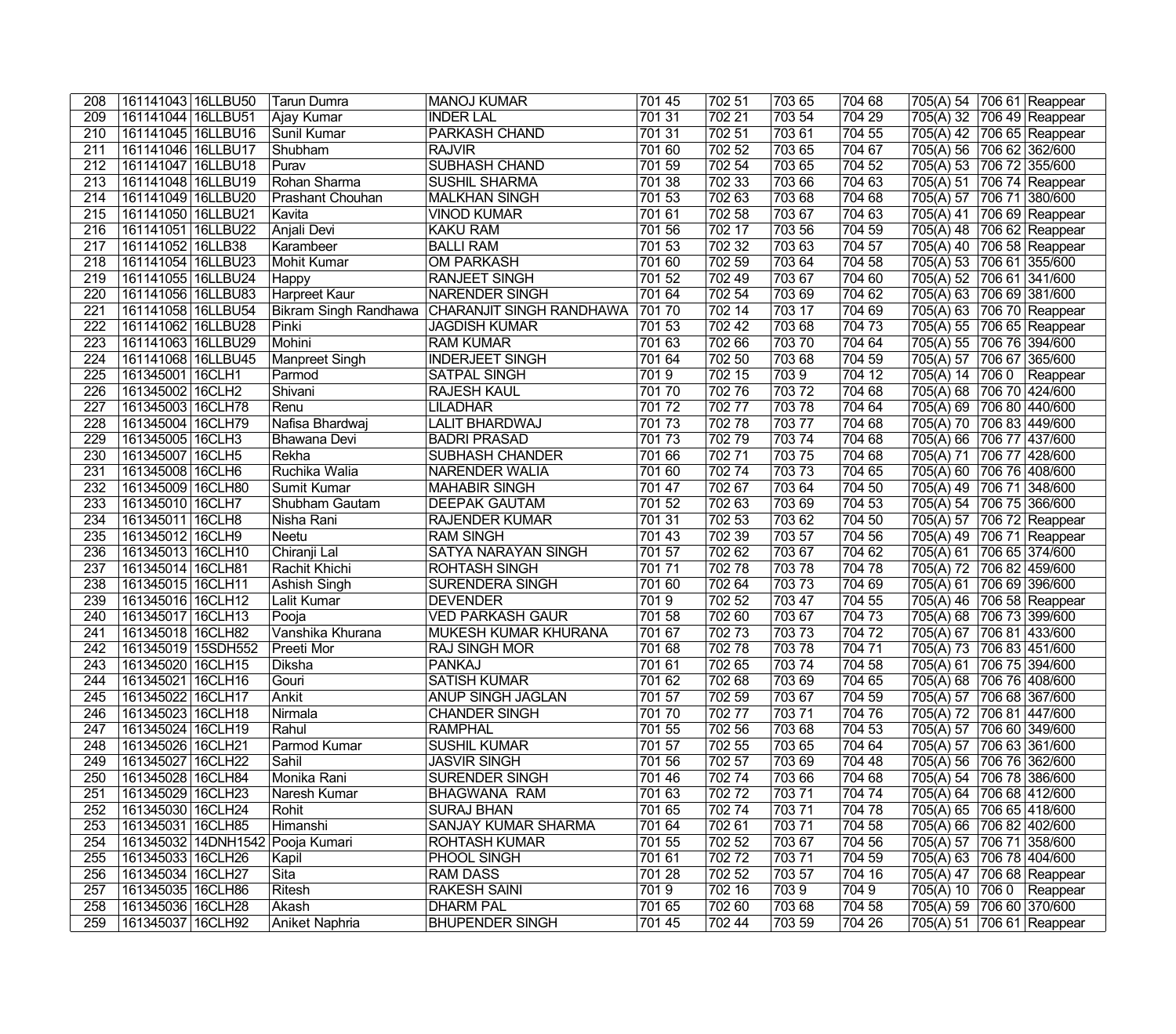| 208 | 161141043 | 16LLBU50 | Tarun Dumra | MANOJ KUMAR | 701 45 | 702 51 | 703 65 | 704 68 | 705(A) 54 | 706 61 | Reappear |
|---|---|---|---|---|---|---|---|---|---|---|---|
| 209 | 161141044 | 16LLBU51 | Ajay Kumar | INDER LAL | 701 31 | 702 21 | 703 54 | 704 29 | 705(A) 32 | 706 49 | Reappear |
| 210 | 161141045 | 16LLBU16 | Sunil Kumar | PARKASH CHAND | 701 31 | 702 51 | 703 61 | 704 55 | 705(A) 42 | 706 65 | Reappear |
| 211 | 161141046 | 16LLBU17 | Shubham | RAJVIR | 701 60 | 702 52 | 703 65 | 704 67 | 705(A) 56 | 706 62 | 362/600 |
| 212 | 161141047 | 16LLBU18 | Purav | SUBHASH CHAND | 701 59 | 702 54 | 703 65 | 704 52 | 705(A) 53 | 706 72 | 355/600 |
| 213 | 161141048 | 16LLBU19 | Rohan Sharma | SUSHIL SHARMA | 701 38 | 702 33 | 703 66 | 704 63 | 705(A) 51 | 706 74 | Reappear |
| 214 | 161141049 | 16LLBU20 | Prashant Chouhan | MALKHAN SINGH | 701 53 | 702 63 | 703 68 | 704 68 | 705(A) 57 | 706 71 | 380/600 |
| 215 | 161141050 | 16LLBU21 | Kavita | VINOD KUMAR | 701 61 | 702 58 | 703 67 | 704 63 | 705(A) 41 | 706 69 | Reappear |
| 216 | 161141051 | 16LLBU22 | Anjali Devi | KAKU RAM | 701 56 | 702 17 | 703 56 | 704 59 | 705(A) 48 | 706 62 | Reappear |
| 217 | 161141052 | 16LLB38 | Karambeer | BALLI RAM | 701 53 | 702 32 | 703 63 | 704 57 | 705(A) 40 | 706 58 | Reappear |
| 218 | 161141054 | 16LLBU23 | Mohit Kumar | OM PARKASH | 701 60 | 702 59 | 703 64 | 704 58 | 705(A) 53 | 706 61 | 355/600 |
| 219 | 161141055 | 16LLBU24 | Happy | RANJEET SINGH | 701 52 | 702 49 | 703 67 | 704 60 | 705(A) 52 | 706 61 | 341/600 |
| 220 | 161141056 | 16LLBU83 | Harpreet Kaur | NARENDER SINGH | 701 64 | 702 54 | 703 69 | 704 62 | 705(A) 63 | 706 69 | 381/600 |
| 221 | 161141058 | 16LLBU54 | Bikram Singh Randhawa | CHARANJIT SINGH RANDHAWA | 701 70 | 702 14 | 703 17 | 704 69 | 705(A) 63 | 706 70 | Reappear |
| 222 | 161141062 | 16LLBU28 | Pinki | JAGDISH KUMAR | 701 53 | 702 42 | 703 68 | 704 73 | 705(A) 55 | 706 65 | Reappear |
| 223 | 161141063 | 16LLBU29 | Mohini | RAM KUMAR | 701 63 | 702 66 | 703 70 | 704 64 | 705(A) 55 | 706 76 | 394/600 |
| 224 | 161141068 | 16LLBU45 | Manpreet Singh | INDERJEET SINGH | 701 64 | 702 50 | 703 68 | 704 59 | 705(A) 57 | 706 67 | 365/600 |
| 225 | 161345001 | 16CLH1 | Parmod | SATPAL SINGH | 701 9 | 702 15 | 703 9 | 704 12 | 705(A) 14 | 706 0 | Reappear |
| 226 | 161345002 | 16CLH2 | Shivani | RAJESH KAUL | 701 70 | 702 76 | 703 72 | 704 68 | 705(A) 68 | 706 70 | 424/600 |
| 227 | 161345003 | 16CLH78 | Renu | LILADHAR | 701 72 | 702 77 | 703 78 | 704 64 | 705(A) 69 | 706 80 | 440/600 |
| 228 | 161345004 | 16CLH79 | Nafisa Bhardwaj | LALIT BHARDWAJ | 701 73 | 702 78 | 703 77 | 704 68 | 705(A) 70 | 706 83 | 449/600 |
| 229 | 161345005 | 16CLH3 | Bhawana Devi | BADRI PRASAD | 701 73 | 702 79 | 703 74 | 704 68 | 705(A) 66 | 706 77 | 437/600 |
| 230 | 161345007 | 16CLH5 | Rekha | SUBHASH CHANDER | 701 66 | 702 71 | 703 75 | 704 68 | 705(A) 71 | 706 77 | 428/600 |
| 231 | 161345008 | 16CLH6 | Ruchika Walia | NARENDER WALIA | 701 60 | 702 74 | 703 73 | 704 65 | 705(A) 60 | 706 76 | 408/600 |
| 232 | 161345009 | 16CLH80 | Sumit Kumar | MAHABIR SINGH | 701 47 | 702 67 | 703 64 | 704 50 | 705(A) 49 | 706 71 | 348/600 |
| 233 | 161345010 | 16CLH7 | Shubham Gautam | DEEPAK GAUTAM | 701 52 | 702 63 | 703 69 | 704 53 | 705(A) 54 | 706 75 | 366/600 |
| 234 | 161345011 | 16CLH8 | Nisha Rani | RAJENDER KUMAR | 701 31 | 702 53 | 703 62 | 704 50 | 705(A) 57 | 706 72 | Reappear |
| 235 | 161345012 | 16CLH9 | Neetu | RAM SINGH | 701 43 | 702 39 | 703 57 | 704 56 | 705(A) 49 | 706 71 | Reappear |
| 236 | 161345013 | 16CLH10 | Chiranji Lal | SATYA NARAYAN SINGH | 701 57 | 702 62 | 703 67 | 704 62 | 705(A) 61 | 706 65 | 374/600 |
| 237 | 161345014 | 16CLH81 | Rachit Khichi | ROHTASH SINGH | 701 71 | 702 78 | 703 78 | 704 78 | 705(A) 72 | 706 82 | 459/600 |
| 238 | 161345015 | 16CLH11 | Ashish Singh | SURENDERA SINGH | 701 60 | 702 64 | 703 73 | 704 69 | 705(A) 61 | 706 69 | 396/600 |
| 239 | 161345016 | 16CLH12 | Lalit Kumar | DEVENDER | 701 9 | 702 52 | 703 47 | 704 55 | 705(A) 46 | 706 58 | Reappear |
| 240 | 161345017 | 16CLH13 | Pooja | VED PARKASH GAUR | 701 58 | 702 60 | 703 67 | 704 73 | 705(A) 68 | 706 73 | 399/600 |
| 241 | 161345018 | 16CLH82 | Vanshika Khurana | MUKESH KUMAR KHURANA | 701 67 | 702 73 | 703 73 | 704 72 | 705(A) 67 | 706 81 | 433/600 |
| 242 | 161345019 | 15SDH552 | Preeti Mor | RAJ SINGH MOR | 701 68 | 702 78 | 703 78 | 704 71 | 705(A) 73 | 706 83 | 451/600 |
| 243 | 161345020 | 16CLH15 | Diksha | PANKAJ | 701 61 | 702 65 | 703 74 | 704 58 | 705(A) 61 | 706 75 | 394/600 |
| 244 | 161345021 | 16CLH16 | Gouri | SATISH KUMAR | 701 62 | 702 68 | 703 69 | 704 65 | 705(A) 68 | 706 76 | 408/600 |
| 245 | 161345022 | 16CLH17 | Ankit | ANUP SINGH JAGLAN | 701 57 | 702 59 | 703 67 | 704 59 | 705(A) 57 | 706 68 | 367/600 |
| 246 | 161345023 | 16CLH18 | Nirmala | CHANDER SINGH | 701 70 | 702 77 | 703 71 | 704 76 | 705(A) 72 | 706 81 | 447/600 |
| 247 | 161345024 | 16CLH19 | Rahul | RAMPHAL | 701 55 | 702 56 | 703 68 | 704 53 | 705(A) 57 | 706 60 | 349/600 |
| 248 | 161345026 | 16CLH21 | Parmod Kumar | SUSHIL KUMAR | 701 57 | 702 55 | 703 65 | 704 64 | 705(A) 57 | 706 63 | 361/600 |
| 249 | 161345027 | 16CLH22 | Sahil | JASVIR SINGH | 701 56 | 702 57 | 703 69 | 704 48 | 705(A) 56 | 706 76 | 362/600 |
| 250 | 161345028 | 16CLH84 | Monika Rani | SURENDER SINGH | 701 46 | 702 74 | 703 66 | 704 68 | 705(A) 54 | 706 78 | 386/600 |
| 251 | 161345029 | 16CLH23 | Naresh Kumar | BHAGWANA RAM | 701 63 | 702 72 | 703 71 | 704 74 | 705(A) 64 | 706 68 | 412/600 |
| 252 | 161345030 | 16CLH24 | Rohit | SURAJ BHAN | 701 65 | 702 74 | 703 71 | 704 78 | 705(A) 65 | 706 65 | 418/600 |
| 253 | 161345031 | 16CLH85 | Himanshi | SANJAY KUMAR SHARMA | 701 64 | 702 61 | 703 71 | 704 58 | 705(A) 66 | 706 82 | 402/600 |
| 254 | 161345032 | 14DNH1542 | Pooja Kumari | ROHTASH KUMAR | 701 55 | 702 52 | 703 67 | 704 56 | 705(A) 57 | 706 71 | 358/600 |
| 255 | 161345033 | 16CLH26 | Kapil | PHOOL SINGH | 701 61 | 702 72 | 703 71 | 704 59 | 705(A) 63 | 706 78 | 404/600 |
| 256 | 161345034 | 16CLH27 | Sita | RAM DASS | 701 28 | 702 52 | 703 57 | 704 16 | 705(A) 47 | 706 68 | Reappear |
| 257 | 161345035 | 16CLH86 | Ritesh | RAKESH SAINI | 701 9 | 702 16 | 703 9 | 704 9 | 705(A) 10 | 706 0 | Reappear |
| 258 | 161345036 | 16CLH28 | Akash | DHARM PAL | 701 65 | 702 60 | 703 68 | 704 58 | 705(A) 59 | 706 60 | 370/600 |
| 259 | 161345037 | 16CLH92 | Aniket Naphria | BHUPENDER SINGH | 701 45 | 702 44 | 703 59 | 704 26 | 705(A) 51 | 706 61 | Reappear |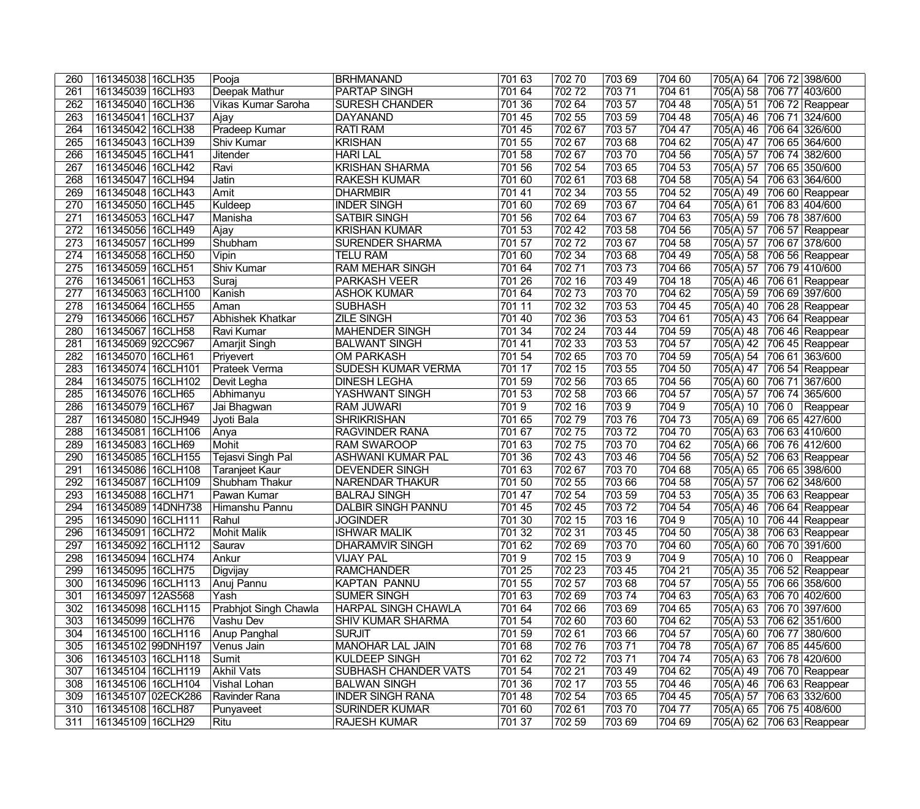| 260 | 161345038 | 16CLH35 | Pooja | BRHMANAND | 701 63 | 702 70 | 703 69 | 704 60 | 705(A) 64 | 706 72 | 398/600 |
|---|---|---|---|---|---|---|---|---|---|---|---|
| 261 | 161345039 | 16CLH93 | Deepak Mathur | PARTAP SINGH | 701 64 | 702 72 | 703 71 | 704 61 | 705(A) 58 | 706 77 | 403/600 |
| 262 | 161345040 | 16CLH36 | Vikas Kumar Saroha | SURESH CHANDER | 701 36 | 702 64 | 703 57 | 704 48 | 705(A) 51 | 706 72 | Reappear |
| 263 | 161345041 | 16CLH37 | Ajay | DAYANAND | 701 45 | 702 55 | 703 59 | 704 48 | 705(A) 46 | 706 71 | 324/600 |
| 264 | 161345042 | 16CLH38 | Pradeep Kumar | RATI RAM | 701 45 | 702 67 | 703 57 | 704 47 | 705(A) 46 | 706 64 | 326/600 |
| 265 | 161345043 | 16CLH39 | Shiv Kumar | KRISHAN | 701 55 | 702 67 | 703 68 | 704 62 | 705(A) 47 | 706 65 | 364/600 |
| 266 | 161345045 | 16CLH41 | Jitender | HARI LAL | 701 58 | 702 67 | 703 70 | 704 56 | 705(A) 57 | 706 74 | 382/600 |
| 267 | 161345046 | 16CLH42 | Ravi | KRISHAN SHARMA | 701 56 | 702 54 | 703 65 | 704 53 | 705(A) 57 | 706 65 | 350/600 |
| 268 | 161345047 | 16CLH94 | Jatin | RAKESH KUMAR | 701 60 | 702 61 | 703 68 | 704 58 | 705(A) 54 | 706 63 | 364/600 |
| 269 | 161345048 | 16CLH43 | Amit | DHARMBIR | 701 41 | 702 34 | 703 55 | 704 52 | 705(A) 49 | 706 60 | Reappear |
| 270 | 161345050 | 16CLH45 | Kuldeep | INDER SINGH | 701 60 | 702 69 | 703 67 | 704 64 | 705(A) 61 | 706 83 | 404/600 |
| 271 | 161345053 | 16CLH47 | Manisha | SATBIR SINGH | 701 56 | 702 64 | 703 67 | 704 63 | 705(A) 59 | 706 78 | 387/600 |
| 272 | 161345056 | 16CLH49 | Ajay | KRISHAN KUMAR | 701 53 | 702 42 | 703 58 | 704 56 | 705(A) 57 | 706 57 | Reappear |
| 273 | 161345057 | 16CLH99 | Shubham | SURENDER SHARMA | 701 57 | 702 72 | 703 67 | 704 58 | 705(A) 57 | 706 67 | 378/600 |
| 274 | 161345058 | 16CLH50 | Vipin | TELU RAM | 701 60 | 702 34 | 703 68 | 704 49 | 705(A) 58 | 706 56 | Reappear |
| 275 | 161345059 | 16CLH51 | Shiv Kumar | RAM MEHAR SINGH | 701 64 | 702 71 | 703 73 | 704 66 | 705(A) 57 | 706 79 | 410/600 |
| 276 | 161345061 | 16CLH53 | Suraj | PARKASH VEER | 701 26 | 702 16 | 703 49 | 704 18 | 705(A) 46 | 706 61 | Reappear |
| 277 | 161345063 | 16CLH100 | Kanish | ASHOK KUMAR | 701 64 | 702 73 | 703 70 | 704 62 | 705(A) 59 | 706 69 | 397/600 |
| 278 | 161345064 | 16CLH55 | Aman | SUBHASH | 701 11 | 702 32 | 703 53 | 704 45 | 705(A) 40 | 706 28 | Reappear |
| 279 | 161345066 | 16CLH57 | Abhishek Khatkar | ZILE SINGH | 701 40 | 702 36 | 703 53 | 704 61 | 705(A) 43 | 706 64 | Reappear |
| 280 | 161345067 | 16CLH58 | Ravi Kumar | MAHENDER SINGH | 701 34 | 702 24 | 703 44 | 704 59 | 705(A) 48 | 706 46 | Reappear |
| 281 | 161345069 | 92CC967 | Amarjit Singh | BALWANT SINGH | 701 41 | 702 33 | 703 53 | 704 57 | 705(A) 42 | 706 45 | Reappear |
| 282 | 161345070 | 16CLH61 | Priyevert | OM PARKASH | 701 54 | 702 65 | 703 70 | 704 59 | 705(A) 54 | 706 61 | 363/600 |
| 283 | 161345074 | 16CLH101 | Prateek Verma | SUDESH KUMAR VERMA | 701 17 | 702 15 | 703 55 | 704 50 | 705(A) 47 | 706 54 | Reappear |
| 284 | 161345075 | 16CLH102 | Devit Legha | DINESH LEGHA | 701 59 | 702 56 | 703 65 | 704 56 | 705(A) 60 | 706 71 | 367/600 |
| 285 | 161345076 | 16CLH65 | Abhimanyu | YASHWANT SINGH | 701 53 | 702 58 | 703 66 | 704 57 | 705(A) 57 | 706 74 | 365/600 |
| 286 | 161345079 | 16CLH67 | Jai Bhagwan | RAM JUWARI | 701 9 | 702 16 | 703 9 | 704 9 | 705(A) 10 | 706 0 | Reappear |
| 287 | 161345080 | 15CJH949 | Jyoti Bala | SHRIKRISHAN | 701 65 | 702 79 | 703 76 | 704 73 | 705(A) 69 | 706 65 | 427/600 |
| 288 | 161345081 | 16CLH106 | Anya | RAGVINDER RANA | 701 67 | 702 75 | 703 72 | 704 70 | 705(A) 63 | 706 63 | 410/600 |
| 289 | 161345083 | 16CLH69 | Mohit | RAM SWAROOP | 701 63 | 702 75 | 703 70 | 704 62 | 705(A) 66 | 706 76 | 412/600 |
| 290 | 161345085 | 16CLH155 | Tejasvi Singh Pal | ASHWANI KUMAR PAL | 701 36 | 702 43 | 703 46 | 704 56 | 705(A) 52 | 706 63 | Reappear |
| 291 | 161345086 | 16CLH108 | Taranjeet Kaur | DEVENDER SINGH | 701 63 | 702 67 | 703 70 | 704 68 | 705(A) 65 | 706 65 | 398/600 |
| 292 | 161345087 | 16CLH109 | Shubham Thakur | NARENDAR THAKUR | 701 50 | 702 55 | 703 66 | 704 58 | 705(A) 57 | 706 62 | 348/600 |
| 293 | 161345088 | 16CLH71 | Pawan Kumar | BALRAJ SINGH | 701 47 | 702 54 | 703 59 | 704 53 | 705(A) 35 | 706 63 | Reappear |
| 294 | 161345089 | 14DNH738 | Himanshu Pannu | DALBIR SINGH PANNU | 701 45 | 702 45 | 703 72 | 704 54 | 705(A) 46 | 706 64 | Reappear |
| 295 | 161345090 | 16CLH111 | Rahul | JOGINDER | 701 30 | 702 15 | 703 16 | 704 9 | 705(A) 10 | 706 44 | Reappear |
| 296 | 161345091 | 16CLH72 | Mohit Malik | ISHWAR MALIK | 701 32 | 702 31 | 703 45 | 704 50 | 705(A) 38 | 706 63 | Reappear |
| 297 | 161345092 | 16CLH112 | Saurav | DHARAMVIR SINGH | 701 62 | 702 69 | 703 70 | 704 60 | 705(A) 60 | 706 70 | 391/600 |
| 298 | 161345094 | 16CLH74 | Ankur | VIJAY PAL | 701 9 | 702 15 | 703 9 | 704 9 | 705(A) 10 | 706 0 | Reappear |
| 299 | 161345095 | 16CLH75 | Digvijay | RAMCHANDER | 701 25 | 702 23 | 703 45 | 704 21 | 705(A) 35 | 706 52 | Reappear |
| 300 | 161345096 | 16CLH113 | Anuj Pannu | KAPTAN PANNU | 701 55 | 702 57 | 703 68 | 704 57 | 705(A) 55 | 706 66 | 358/600 |
| 301 | 161345097 | 12AS568 | Yash | SUMER SINGH | 701 63 | 702 69 | 703 74 | 704 63 | 705(A) 63 | 706 70 | 402/600 |
| 302 | 161345098 | 16CLH115 | Prabhjot Singh Chawla | HARPAL SINGH CHAWLA | 701 64 | 702 66 | 703 69 | 704 65 | 705(A) 63 | 706 70 | 397/600 |
| 303 | 161345099 | 16CLH76 | Vashu Dev | SHIV KUMAR SHARMA | 701 54 | 702 60 | 703 60 | 704 62 | 705(A) 53 | 706 62 | 351/600 |
| 304 | 161345100 | 16CLH116 | Anup Panghal | SURJIT | 701 59 | 702 61 | 703 66 | 704 57 | 705(A) 60 | 706 77 | 380/600 |
| 305 | 161345102 | 99DNH197 | Venus Jain | MANOHAR LAL JAIN | 701 68 | 702 76 | 703 71 | 704 78 | 705(A) 67 | 706 85 | 445/600 |
| 306 | 161345103 | 16CLH118 | Sumit | KULDEEP SINGH | 701 62 | 702 72 | 703 71 | 704 74 | 705(A) 63 | 706 78 | 420/600 |
| 307 | 161345104 | 16CLH119 | Akhil Vats | SUBHASH CHANDER VATS | 701 54 | 702 21 | 703 49 | 704 62 | 705(A) 49 | 706 70 | Reappear |
| 308 | 161345106 | 16CLH104 | Vishal Lohan | BALWAN SINGH | 701 36 | 702 17 | 703 55 | 704 46 | 705(A) 46 | 706 63 | Reappear |
| 309 | 161345107 | 02ECK286 | Ravinder Rana | INDER SINGH RANA | 701 48 | 702 54 | 703 65 | 704 45 | 705(A) 57 | 706 63 | 332/600 |
| 310 | 161345108 | 16CLH87 | Punyaveet | SURINDER KUMAR | 701 60 | 702 61 | 703 70 | 704 77 | 705(A) 65 | 706 75 | 408/600 |
| 311 | 161345109 | 16CLH29 | Ritu | RAJESH KUMAR | 701 37 | 702 59 | 703 69 | 704 69 | 705(A) 62 | 706 63 | Reappear |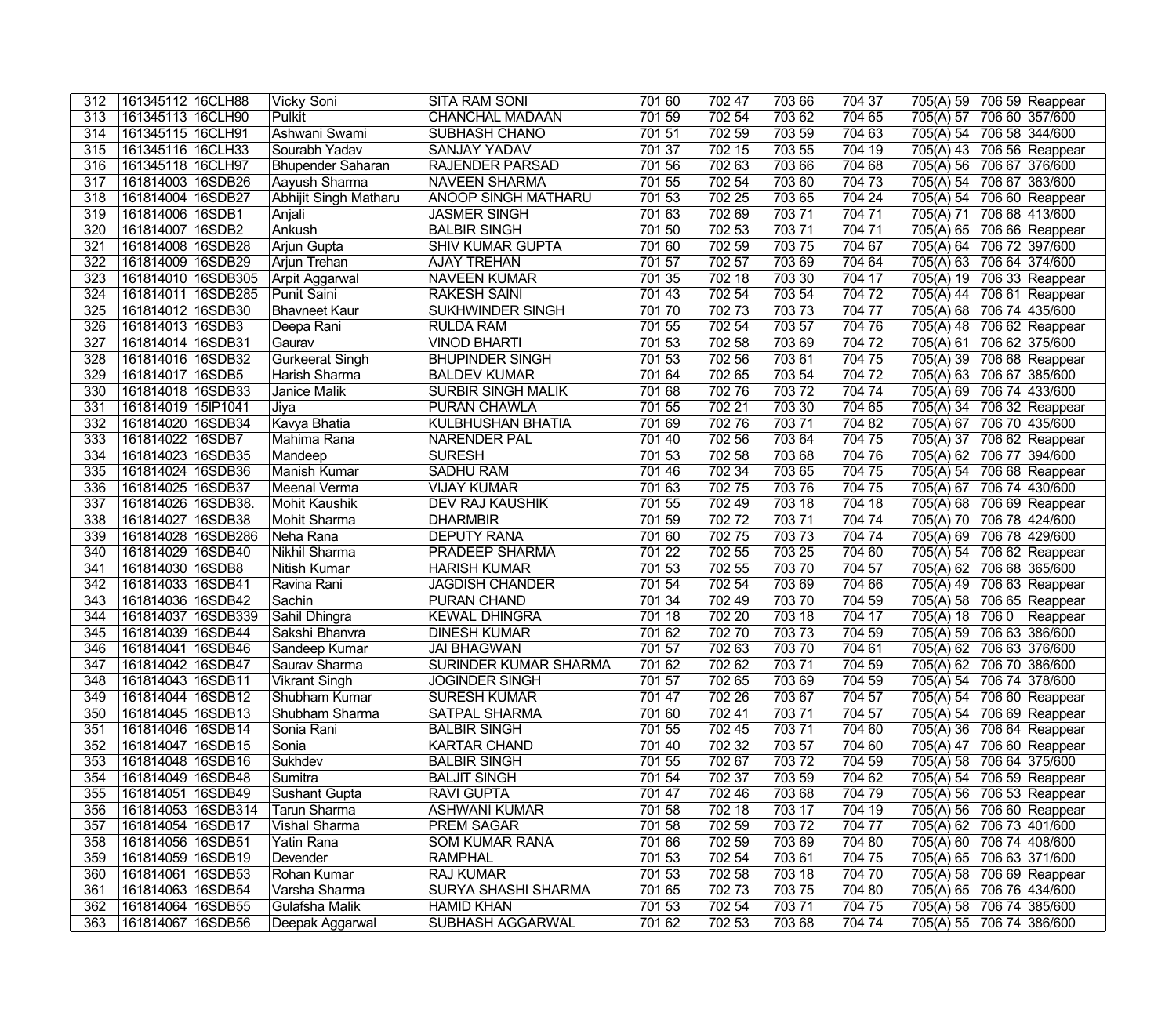| 312 | 161345112 | 16CLH88 | Vicky Soni | SITA RAM SONI | 701 60 | 702 47 | 703 66 | 704 37 | 705(A) 59 | 706 59 | Reappear |
|---|---|---|---|---|---|---|---|---|---|---|---|
| 313 | 161345113 | 16CLH90 | Pulkit | CHANCHAL MADAAN | 701 59 | 702 54 | 703 62 | 704 65 | 705(A) 57 | 706 60 | 357/600 |
| 314 | 161345115 | 16CLH91 | Ashwani Swami | SUBHASH CHANO | 701 51 | 702 59 | 703 59 | 704 63 | 705(A) 54 | 706 58 | 344/600 |
| 315 | 161345116 | 16CLH33 | Sourabh Yadav | SANJAY YADAV | 701 37 | 702 15 | 703 55 | 704 19 | 705(A) 43 | 706 56 | Reappear |
| 316 | 161345118 | 16CLH97 | Bhupender Saharan | RAJENDER PARSAD | 701 56 | 702 63 | 703 66 | 704 68 | 705(A) 56 | 706 67 | 376/600 |
| 317 | 161814003 | 16SDB26 | Aayush Sharma | NAVEEN SHARMA | 701 55 | 702 54 | 703 60 | 704 73 | 705(A) 54 | 706 67 | 363/600 |
| 318 | 161814004 | 16SDB27 | Abhijit Singh Matharu | ANOOP SINGH MATHARU | 701 53 | 702 25 | 703 65 | 704 24 | 705(A) 54 | 706 60 | Reappear |
| 319 | 161814006 | 16SDB1 | Anjali | JASMER SINGH | 701 63 | 702 69 | 703 71 | 704 71 | 705(A) 71 | 706 68 | 413/600 |
| 320 | 161814007 | 16SDB2 | Ankush | BALBIR SINGH | 701 50 | 702 53 | 703 71 | 704 71 | 705(A) 65 | 706 66 | Reappear |
| 321 | 161814008 | 16SDB28 | Arjun Gupta | SHIV KUMAR GUPTA | 701 60 | 702 59 | 703 75 | 704 67 | 705(A) 64 | 706 72 | 397/600 |
| 322 | 161814009 | 16SDB29 | Arjun Trehan | AJAY TREHAN | 701 57 | 702 57 | 703 69 | 704 64 | 705(A) 63 | 706 64 | 374/600 |
| 323 | 161814010 | 16SDB305 | Arpit Aggarwal | NAVEEN KUMAR | 701 35 | 702 18 | 703 30 | 704 17 | 705(A) 19 | 706 33 | Reappear |
| 324 | 161814011 | 16SDB285 | Punit Saini | RAKESH SAINI | 701 43 | 702 54 | 703 54 | 704 72 | 705(A) 44 | 706 61 | Reappear |
| 325 | 161814012 | 16SDB30 | Bhavneet Kaur | SUKHWINDER SINGH | 701 70 | 702 73 | 703 73 | 704 77 | 705(A) 68 | 706 74 | 435/600 |
| 326 | 161814013 | 16SDB3 | Deepa Rani | RULDA RAM | 701 55 | 702 54 | 703 57 | 704 76 | 705(A) 48 | 706 62 | Reappear |
| 327 | 161814014 | 16SDB31 | Gaurav | VINOD BHARTI | 701 53 | 702 58 | 703 69 | 704 72 | 705(A) 61 | 706 62 | 375/600 |
| 328 | 161814016 | 16SDB32 | Gurkeerat Singh | BHUPINDER SINGH | 701 53 | 702 56 | 703 61 | 704 75 | 705(A) 39 | 706 68 | Reappear |
| 329 | 161814017 | 16SDB5 | Harish Sharma | BALDEV KUMAR | 701 64 | 702 65 | 703 54 | 704 72 | 705(A) 63 | 706 67 | 385/600 |
| 330 | 161814018 | 16SDB33 | Janice Malik | SURBIR SINGH MALIK | 701 68 | 702 76 | 703 72 | 704 74 | 705(A) 69 | 706 74 | 433/600 |
| 331 | 161814019 | 15IP1041 | Jiya | PURAN CHAWLA | 701 55 | 702 21 | 703 30 | 704 65 | 705(A) 34 | 706 32 | Reappear |
| 332 | 161814020 | 16SDB34 | Kavya Bhatia | KULBHUSHAN BHATIA | 701 69 | 702 76 | 703 71 | 704 82 | 705(A) 67 | 706 70 | 435/600 |
| 333 | 161814022 | 16SDB7 | Mahima Rana | NARENDER PAL | 701 40 | 702 56 | 703 64 | 704 75 | 705(A) 37 | 706 62 | Reappear |
| 334 | 161814023 | 16SDB35 | Mandeep | SURESH | 701 53 | 702 58 | 703 68 | 704 76 | 705(A) 62 | 706 77 | 394/600 |
| 335 | 161814024 | 16SDB36 | Manish Kumar | SADHU RAM | 701 46 | 702 34 | 703 65 | 704 75 | 705(A) 54 | 706 68 | Reappear |
| 336 | 161814025 | 16SDB37 | Meenal Verma | VIJAY KUMAR | 701 63 | 702 75 | 703 76 | 704 75 | 705(A) 67 | 706 74 | 430/600 |
| 337 | 161814026 | 16SDB38. | Mohit Kaushik | DEV RAJ KAUSHIK | 701 55 | 702 49 | 703 18 | 704 18 | 705(A) 68 | 706 69 | Reappear |
| 338 | 161814027 | 16SDB38 | Mohit Sharma | DHARMBIR | 701 59 | 702 72 | 703 71 | 704 74 | 705(A) 70 | 706 78 | 424/600 |
| 339 | 161814028 | 16SDB286 | Neha Rana | DEPUTY RANA | 701 60 | 702 75 | 703 73 | 704 74 | 705(A) 69 | 706 78 | 429/600 |
| 340 | 161814029 | 16SDB40 | Nikhil Sharma | PRADEEP SHARMA | 701 22 | 702 55 | 703 25 | 704 60 | 705(A) 54 | 706 62 | Reappear |
| 341 | 161814030 | 16SDB8 | Nitish Kumar | HARISH KUMAR | 701 53 | 702 55 | 703 70 | 704 57 | 705(A) 62 | 706 68 | 365/600 |
| 342 | 161814033 | 16SDB41 | Ravina Rani | JAGDISH CHANDER | 701 54 | 702 54 | 703 69 | 704 66 | 705(A) 49 | 706 63 | Reappear |
| 343 | 161814036 | 16SDB42 | Sachin | PURAN CHAND | 701 34 | 702 49 | 703 70 | 704 59 | 705(A) 58 | 706 65 | Reappear |
| 344 | 161814037 | 16SDB339 | Sahil Dhingra | KEWAL DHINGRA | 701 18 | 702 20 | 703 18 | 704 17 | 705(A) 18 | 706 0 | Reappear |
| 345 | 161814039 | 16SDB44 | Sakshi Bhanvra | DINESH KUMAR | 701 62 | 702 70 | 703 73 | 704 59 | 705(A) 59 | 706 63 | 386/600 |
| 346 | 161814041 | 16SDB46 | Sandeep Kumar | JAI BHAGWAN | 701 57 | 702 63 | 703 70 | 704 61 | 705(A) 62 | 706 63 | 376/600 |
| 347 | 161814042 | 16SDB47 | Saurav Sharma | SURINDER KUMAR SHARMA | 701 62 | 702 62 | 703 71 | 704 59 | 705(A) 62 | 706 70 | 386/600 |
| 348 | 161814043 | 16SDB11 | Vikrant Singh | JOGINDER SINGH | 701 57 | 702 65 | 703 69 | 704 59 | 705(A) 54 | 706 74 | 378/600 |
| 349 | 161814044 | 16SDB12 | Shubham Kumar | SURESH KUMAR | 701 47 | 702 26 | 703 67 | 704 57 | 705(A) 54 | 706 60 | Reappear |
| 350 | 161814045 | 16SDB13 | Shubham Sharma | SATPAL SHARMA | 701 60 | 702 41 | 703 71 | 704 57 | 705(A) 54 | 706 69 | Reappear |
| 351 | 161814046 | 16SDB14 | Sonia Rani | BALBIR SINGH | 701 55 | 702 45 | 703 71 | 704 60 | 705(A) 36 | 706 64 | Reappear |
| 352 | 161814047 | 16SDB15 | Sonia | KARTAR CHAND | 701 40 | 702 32 | 703 57 | 704 60 | 705(A) 47 | 706 60 | Reappear |
| 353 | 161814048 | 16SDB16 | Sukhdev | BALBIR SINGH | 701 55 | 702 67 | 703 72 | 704 59 | 705(A) 58 | 706 64 | 375/600 |
| 354 | 161814049 | 16SDB48 | Sumitra | BALJIT SINGH | 701 54 | 702 37 | 703 59 | 704 62 | 705(A) 54 | 706 59 | Reappear |
| 355 | 161814051 | 16SDB49 | Sushant Gupta | RAVI GUPTA | 701 47 | 702 46 | 703 68 | 704 79 | 705(A) 56 | 706 53 | Reappear |
| 356 | 161814053 | 16SDB314 | Tarun Sharma | ASHWANI KUMAR | 701 58 | 702 18 | 703 17 | 704 19 | 705(A) 56 | 706 60 | Reappear |
| 357 | 161814054 | 16SDB17 | Vishal Sharma | PREM SAGAR | 701 58 | 702 59 | 703 72 | 704 77 | 705(A) 62 | 706 73 | 401/600 |
| 358 | 161814056 | 16SDB51 | Yatin Rana | SOM KUMAR RANA | 701 66 | 702 59 | 703 69 | 704 80 | 705(A) 60 | 706 74 | 408/600 |
| 359 | 161814059 | 16SDB19 | Devender | RAMPHAL | 701 53 | 702 54 | 703 61 | 704 75 | 705(A) 65 | 706 63 | 371/600 |
| 360 | 161814061 | 16SDB53 | Rohan Kumar | RAJ KUMAR | 701 53 | 702 58 | 703 18 | 704 70 | 705(A) 58 | 706 69 | Reappear |
| 361 | 161814063 | 16SDB54 | Varsha Sharma | SURYA SHASHI SHARMA | 701 65 | 702 73 | 703 75 | 704 80 | 705(A) 65 | 706 76 | 434/600 |
| 362 | 161814064 | 16SDB55 | Gulafsha Malik | HAMID KHAN | 701 53 | 702 54 | 703 71 | 704 75 | 705(A) 58 | 706 74 | 385/600 |
| 363 | 161814067 | 16SDB56 | Deepak Aggarwal | SUBHASH AGGARWAL | 701 62 | 702 53 | 703 68 | 704 74 | 705(A) 55 | 706 74 | 386/600 |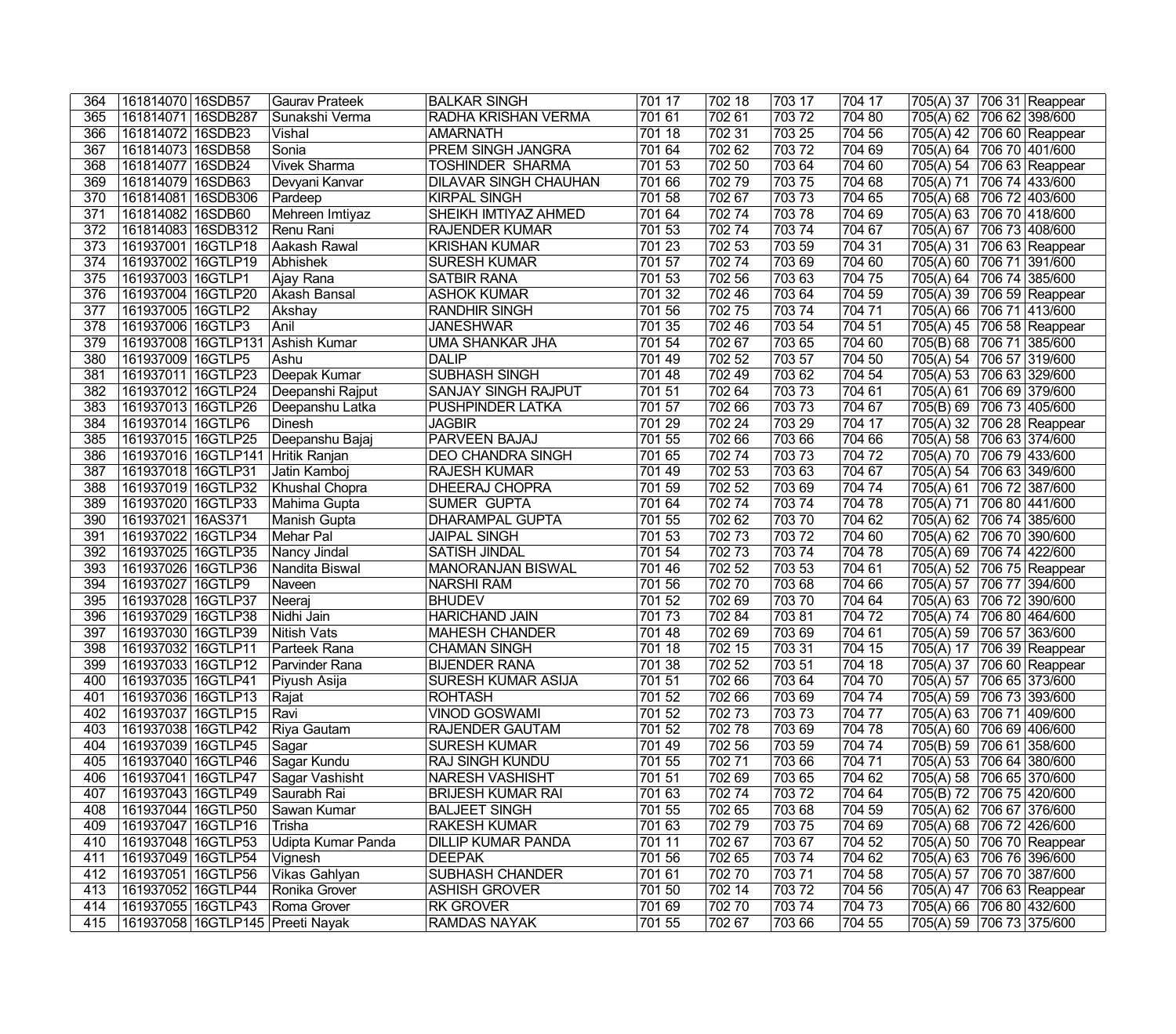| 364 | 161814070 | 16SDB57 | Gaurav Prateek | BALKAR SINGH | 701 17 | 702 18 | 703 17 | 704 17 | 705(A) 37 | 706 31 | Reappear |
|---|---|---|---|---|---|---|---|---|---|---|---|
| 365 | 161814071 | 16SDB287 | Sunakshi Verma | RADHA KRISHAN VERMA | 701 61 | 702 61 | 703 72 | 704 80 | 705(A) 62 | 706 62 | 398/600 |
| 366 | 161814072 | 16SDB23 | Vishal | AMARNATH | 701 18 | 702 31 | 703 25 | 704 56 | 705(A) 42 | 706 60 | Reappear |
| 367 | 161814073 | 16SDB58 | Sonia | PREM SINGH JANGRA | 701 64 | 702 62 | 703 72 | 704 69 | 705(A) 64 | 706 70 | 401/600 |
| 368 | 161814077 | 16SDB24 | Vivek Sharma | TOSHINDER SHARMA | 701 53 | 702 50 | 703 64 | 704 60 | 705(A) 54 | 706 63 | Reappear |
| 369 | 161814079 | 16SDB63 | Devyani Kanvar | DILAVAR SINGH CHAUHAN | 701 66 | 702 79 | 703 75 | 704 68 | 705(A) 71 | 706 74 | 433/600 |
| 370 | 161814081 | 16SDB306 | Pardeep | KIRPAL SINGH | 701 58 | 702 67 | 703 73 | 704 65 | 705(A) 68 | 706 72 | 403/600 |
| 371 | 161814082 | 16SDB60 | Mehreen Imtiyaz | SHEIKH IMTIYAZ AHMED | 701 64 | 702 74 | 703 78 | 704 69 | 705(A) 63 | 706 70 | 418/600 |
| 372 | 161814083 | 16SDB312 | Renu Rani | RAJENDER KUMAR | 701 53 | 702 74 | 703 74 | 704 67 | 705(A) 67 | 706 73 | 408/600 |
| 373 | 161937001 | 16GTLP18 | Aakash Rawal | KRISHAN KUMAR | 701 23 | 702 53 | 703 59 | 704 31 | 705(A) 31 | 706 63 | Reappear |
| 374 | 161937002 | 16GTLP19 | Abhishek | SURESH KUMAR | 701 57 | 702 74 | 703 69 | 704 60 | 705(A) 60 | 706 71 | 391/600 |
| 375 | 161937003 | 16GTLP1 | Ajay Rana | SATBIR RANA | 701 53 | 702 56 | 703 63 | 704 75 | 705(A) 64 | 706 74 | 385/600 |
| 376 | 161937004 | 16GTLP20 | Akash Bansal | ASHOK KUMAR | 701 32 | 702 46 | 703 64 | 704 59 | 705(A) 39 | 706 59 | Reappear |
| 377 | 161937005 | 16GTLP2 | Akshay | RANDHIR SINGH | 701 56 | 702 75 | 703 74 | 704 71 | 705(A) 66 | 706 71 | 413/600 |
| 378 | 161937006 | 16GTLP3 | Anil | JANESHWAR | 701 35 | 702 46 | 703 54 | 704 51 | 705(A) 45 | 706 58 | Reappear |
| 379 | 161937008 | 16GTLP131 | Ashish Kumar | UMA SHANKAR JHA | 701 54 | 702 67 | 703 65 | 704 60 | 705(B) 68 | 706 71 | 385/600 |
| 380 | 161937009 | 16GTLP5 | Ashu | DALIP | 701 49 | 702 52 | 703 57 | 704 50 | 705(A) 54 | 706 57 | 319/600 |
| 381 | 161937011 | 16GTLP23 | Deepak Kumar | SUBHASH SINGH | 701 48 | 702 49 | 703 62 | 704 54 | 705(A) 53 | 706 63 | 329/600 |
| 382 | 161937012 | 16GTLP24 | Deepanshi Rajput | SANJAY SINGH RAJPUT | 701 51 | 702 64 | 703 73 | 704 61 | 705(A) 61 | 706 69 | 379/600 |
| 383 | 161937013 | 16GTLP26 | Deepanshu Latka | PUSHPINDER LATKA | 701 57 | 702 66 | 703 73 | 704 67 | 705(B) 69 | 706 73 | 405/600 |
| 384 | 161937014 | 16GTLP6 | Dinesh | JAGBIR | 701 29 | 702 24 | 703 29 | 704 17 | 705(A) 32 | 706 28 | Reappear |
| 385 | 161937015 | 16GTLP25 | Deepanshu Bajaj | PARVEEN BAJAJ | 701 55 | 702 66 | 703 66 | 704 66 | 705(A) 58 | 706 63 | 374/600 |
| 386 | 161937016 | 16GTLP141 | Hritik Ranjan | DEO CHANDRA SINGH | 701 65 | 702 74 | 703 73 | 704 72 | 705(A) 70 | 706 79 | 433/600 |
| 387 | 161937018 | 16GTLP31 | Jatin Kamboj | RAJESH KUMAR | 701 49 | 702 53 | 703 63 | 704 67 | 705(A) 54 | 706 63 | 349/600 |
| 388 | 161937019 | 16GTLP32 | Khushal Chopra | DHEERAJ CHOPRA | 701 59 | 702 52 | 703 69 | 704 74 | 705(A) 61 | 706 72 | 387/600 |
| 389 | 161937020 | 16GTLP33 | Mahima Gupta | SUMER GUPTA | 701 64 | 702 74 | 703 74 | 704 78 | 705(A) 71 | 706 80 | 441/600 |
| 390 | 161937021 | 16AS371 | Manish Gupta | DHARAMPAL GUPTA | 701 55 | 702 62 | 703 70 | 704 62 | 705(A) 62 | 706 74 | 385/600 |
| 391 | 161937022 | 16GTLP34 | Mehar Pal | JAIPAL SINGH | 701 53 | 702 73 | 703 72 | 704 60 | 705(A) 62 | 706 70 | 390/600 |
| 392 | 161937025 | 16GTLP35 | Nancy Jindal | SATISH JINDAL | 701 54 | 702 73 | 703 74 | 704 78 | 705(A) 69 | 706 74 | 422/600 |
| 393 | 161937026 | 16GTLP36 | Nandita Biswal | MANORANJAN BISWAL | 701 46 | 702 52 | 703 53 | 704 61 | 705(A) 52 | 706 75 | Reappear |
| 394 | 161937027 | 16GTLP9 | Naveen | NARSHI RAM | 701 56 | 702 70 | 703 68 | 704 66 | 705(A) 57 | 706 77 | 394/600 |
| 395 | 161937028 | 16GTLP37 | Neeraj | BHUDEV | 701 52 | 702 69 | 703 70 | 704 64 | 705(A) 63 | 706 72 | 390/600 |
| 396 | 161937029 | 16GTLP38 | Nidhi Jain | HARICHAND JAIN | 701 73 | 702 84 | 703 81 | 704 72 | 705(A) 74 | 706 80 | 464/600 |
| 397 | 161937030 | 16GTLP39 | Nitish Vats | MAHESH CHANDER | 701 48 | 702 69 | 703 69 | 704 61 | 705(A) 59 | 706 57 | 363/600 |
| 398 | 161937032 | 16GTLP11 | Parteek Rana | CHAMAN SINGH | 701 18 | 702 15 | 703 31 | 704 15 | 705(A) 17 | 706 39 | Reappear |
| 399 | 161937033 | 16GTLP12 | Parvinder Rana | BIJENDER RANA | 701 38 | 702 52 | 703 51 | 704 18 | 705(A) 37 | 706 60 | Reappear |
| 400 | 161937035 | 16GTLP41 | Piyush Asija | SURESH KUMAR ASIJA | 701 51 | 702 66 | 703 64 | 704 70 | 705(A) 57 | 706 65 | 373/600 |
| 401 | 161937036 | 16GTLP13 | Rajat | ROHTASH | 701 52 | 702 66 | 703 69 | 704 74 | 705(A) 59 | 706 73 | 393/600 |
| 402 | 161937037 | 16GTLP15 | Ravi | VINOD GOSWAMI | 701 52 | 702 73 | 703 73 | 704 77 | 705(A) 63 | 706 71 | 409/600 |
| 403 | 161937038 | 16GTLP42 | Riya Gautam | RAJENDER GAUTAM | 701 52 | 702 78 | 703 69 | 704 78 | 705(A) 60 | 706 69 | 406/600 |
| 404 | 161937039 | 16GTLP45 | Sagar | SURESH KUMAR | 701 49 | 702 56 | 703 59 | 704 74 | 705(B) 59 | 706 61 | 358/600 |
| 405 | 161937040 | 16GTLP46 | Sagar Kundu | RAJ SINGH KUNDU | 701 55 | 702 71 | 703 66 | 704 71 | 705(A) 53 | 706 64 | 380/600 |
| 406 | 161937041 | 16GTLP47 | Sagar Vashisht | NARESH VASHISHT | 701 51 | 702 69 | 703 65 | 704 62 | 705(A) 58 | 706 65 | 370/600 |
| 407 | 161937043 | 16GTLP49 | Saurabh Rai | BRIJESH KUMAR RAI | 701 63 | 702 74 | 703 72 | 704 64 | 705(B) 72 | 706 75 | 420/600 |
| 408 | 161937044 | 16GTLP50 | Sawan Kumar | BALJEET SINGH | 701 55 | 702 65 | 703 68 | 704 59 | 705(A) 62 | 706 67 | 376/600 |
| 409 | 161937047 | 16GTLP16 | Trisha | RAKESH KUMAR | 701 63 | 702 79 | 703 75 | 704 69 | 705(A) 68 | 706 72 | 426/600 |
| 410 | 161937048 | 16GTLP53 | Udipta Kumar Panda | DILLIP KUMAR PANDA | 701 11 | 702 67 | 703 67 | 704 52 | 705(A) 50 | 706 70 | Reappear |
| 411 | 161937049 | 16GTLP54 | Vignesh | DEEPAK | 701 56 | 702 65 | 703 74 | 704 62 | 705(A) 63 | 706 76 | 396/600 |
| 412 | 161937051 | 16GTLP56 | Vikas Gahlyan | SUBHASH CHANDER | 701 61 | 702 70 | 703 71 | 704 58 | 705(A) 57 | 706 70 | 387/600 |
| 413 | 161937052 | 16GTLP44 | Ronika Grover | ASHISH GROVER | 701 50 | 702 14 | 703 72 | 704 56 | 705(A) 47 | 706 63 | Reappear |
| 414 | 161937055 | 16GTLP43 | Roma Grover | RK GROVER | 701 69 | 702 70 | 703 74 | 704 73 | 705(A) 66 | 706 80 | 432/600 |
| 415 | 161937058 | 16GTLP145 | Preeti Nayak | RAMDAS NAYAK | 701 55 | 702 67 | 703 66 | 704 55 | 705(A) 59 | 706 73 | 375/600 |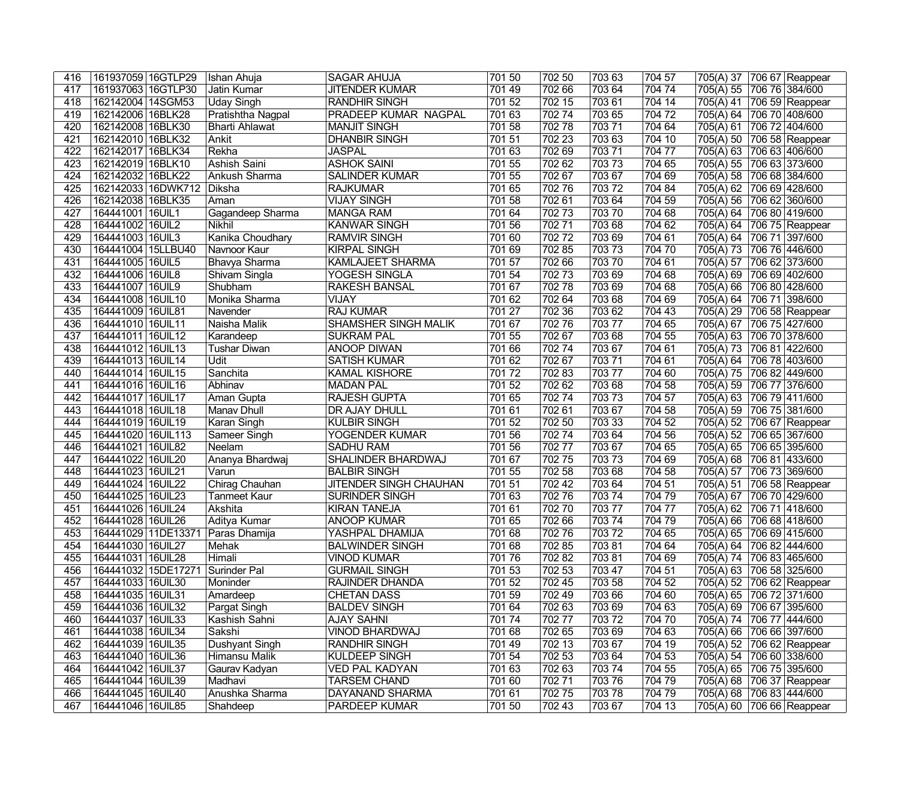| 416 | 161937059 | 16GTLP29 | Ishan Ahuja | SAGAR AHUJA | 701 50 | 702 50 | 703 63 | 704 57 | 705(A) 37 | 706 67 | Reappear |
|---|---|---|---|---|---|---|---|---|---|---|---|
| 417 | 161937063 | 16GTLP30 | Jatin Kumar | JITENDER KUMAR | 701 49 | 702 66 | 703 64 | 704 74 | 705(A) 55 | 706 76 | 384/600 |
| 418 | 162142004 | 14SGM53 | Uday Singh | RANDHIR SINGH | 701 52 | 702 15 | 703 61 | 704 14 | 705(A) 41 | 706 59 | Reappear |
| 419 | 162142006 | 16BLK28 | Pratishtha Nagpal | PRADEEP KUMAR NAGPAL | 701 63 | 702 74 | 703 65 | 704 72 | 705(A) 64 | 706 70 | 408/600 |
| 420 | 162142008 | 16BLK30 | Bharti Ahlawat | MANJIT SINGH | 701 58 | 702 78 | 703 71 | 704 64 | 705(A) 61 | 706 72 | 404/600 |
| 421 | 162142010 | 16BLK32 | Ankit | DHANBIR SINGH | 701 51 | 702 23 | 703 63 | 704 10 | 705(A) 50 | 706 58 | Reappear |
| 422 | 162142017 | 16BLK34 | Rekha | JASPAL | 701 63 | 702 69 | 703 71 | 704 77 | 705(A) 63 | 706 63 | 406/600 |
| 423 | 162142019 | 16BLK10 | Ashish Saini | ASHOK SAINI | 701 55 | 702 62 | 703 73 | 704 65 | 705(A) 55 | 706 63 | 373/600 |
| 424 | 162142032 | 16BLK22 | Ankush Sharma | SALINDER KUMAR | 701 55 | 702 67 | 703 67 | 704 69 | 705(A) 58 | 706 68 | 384/600 |
| 425 | 162142033 | 16DWK712 | Diksha | RAJKUMAR | 701 65 | 702 76 | 703 72 | 704 84 | 705(A) 62 | 706 69 | 428/600 |
| 426 | 162142038 | 16BLK35 | Aman | VIJAY SINGH | 701 58 | 702 61 | 703 64 | 704 59 | 705(A) 56 | 706 62 | 360/600 |
| 427 | 164441001 | 16UIL1 | Gagandeep Sharma | MANGA RAM | 701 64 | 702 73 | 703 70 | 704 68 | 705(A) 64 | 706 80 | 419/600 |
| 428 | 164441002 | 16UIL2 | Nikhil | KANWAR SINGH | 701 56 | 702 71 | 703 68 | 704 62 | 705(A) 64 | 706 75 | Reappear |
| 429 | 164441003 | 16UIL3 | Kanika Choudhary | RAMVIR SINGH | 701 60 | 702 72 | 703 69 | 704 61 | 705(A) 64 | 706 71 | 397/600 |
| 430 | 164441004 | 15LLBU40 | Navnoor Kaur | KIRPAL SINGH | 701 69 | 702 85 | 703 73 | 704 70 | 705(A) 73 | 706 76 | 446/600 |
| 431 | 164441005 | 16UIL5 | Bhavya Sharma | KAMLAJEET SHARMA | 701 57 | 702 66 | 703 70 | 704 61 | 705(A) 57 | 706 62 | 373/600 |
| 432 | 164441006 | 16UIL8 | Shivam Singla | YOGESH SINGLA | 701 54 | 702 73 | 703 69 | 704 68 | 705(A) 69 | 706 69 | 402/600 |
| 433 | 164441007 | 16UIL9 | Shubham | RAKESH BANSAL | 701 67 | 702 78 | 703 69 | 704 68 | 705(A) 66 | 706 80 | 428/600 |
| 434 | 164441008 | 16UIL10 | Monika Sharma | VIJAY | 701 62 | 702 64 | 703 68 | 704 69 | 705(A) 64 | 706 71 | 398/600 |
| 435 | 164441009 | 16UIL81 | Navender | RAJ KUMAR | 701 27 | 702 36 | 703 62 | 704 43 | 705(A) 29 | 706 58 | Reappear |
| 436 | 164441010 | 16UIL11 | Naisha Malik | SHAMSHER SINGH MALIK | 701 67 | 702 76 | 703 77 | 704 65 | 705(A) 67 | 706 75 | 427/600 |
| 437 | 164441011 | 16UIL12 | Karandeep | SUKRAM PAL | 701 55 | 702 67 | 703 68 | 704 55 | 705(A) 63 | 706 70 | 378/600 |
| 438 | 164441012 | 16UIL13 | Tushar Diwan | ANOOP DIWAN | 701 66 | 702 74 | 703 67 | 704 61 | 705(A) 73 | 706 81 | 422/600 |
| 439 | 164441013 | 16UIL14 | Udit | SATISH KUMAR | 701 62 | 702 67 | 703 71 | 704 61 | 705(A) 64 | 706 78 | 403/600 |
| 440 | 164441014 | 16UIL15 | Sanchita | KAMAL KISHORE | 701 72 | 702 83 | 703 77 | 704 60 | 705(A) 75 | 706 82 | 449/600 |
| 441 | 164441016 | 16UIL16 | Abhinav | MADAN PAL | 701 52 | 702 62 | 703 68 | 704 58 | 705(A) 59 | 706 77 | 376/600 |
| 442 | 164441017 | 16UIL17 | Aman Gupta | RAJESH GUPTA | 701 65 | 702 74 | 703 73 | 704 57 | 705(A) 63 | 706 79 | 411/600 |
| 443 | 164441018 | 16UIL18 | Manav Dhull | DR AJAY DHULL | 701 61 | 702 61 | 703 67 | 704 58 | 705(A) 59 | 706 75 | 381/600 |
| 444 | 164441019 | 16UIL19 | Karan Singh | KULBIR SINGH | 701 52 | 702 50 | 703 33 | 704 52 | 705(A) 52 | 706 67 | Reappear |
| 445 | 164441020 | 16UIL113 | Sameer Singh | YOGENDER KUMAR | 701 56 | 702 74 | 703 64 | 704 56 | 705(A) 52 | 706 65 | 367/600 |
| 446 | 164441021 | 16UIL82 | Neelam | SADHU RAM | 701 56 | 702 77 | 703 67 | 704 65 | 705(A) 65 | 706 65 | 395/600 |
| 447 | 164441022 | 16UIL20 | Ananya Bhardwaj | SHALINDER BHARDWAJ | 701 67 | 702 75 | 703 73 | 704 69 | 705(A) 68 | 706 81 | 433/600 |
| 448 | 164441023 | 16UIL21 | Varun | BALBIR SINGH | 701 55 | 702 58 | 703 68 | 704 58 | 705(A) 57 | 706 73 | 369/600 |
| 449 | 164441024 | 16UIL22 | Chirag Chauhan | JITENDER SINGH CHAUHAN | 701 51 | 702 42 | 703 64 | 704 51 | 705(A) 51 | 706 58 | Reappear |
| 450 | 164441025 | 16UIL23 | Tanmeet Kaur | SURINDER SINGH | 701 63 | 702 76 | 703 74 | 704 79 | 705(A) 67 | 706 70 | 429/600 |
| 451 | 164441026 | 16UIL24 | Akshita | KIRAN TANEJA | 701 61 | 702 70 | 703 77 | 704 77 | 705(A) 62 | 706 71 | 418/600 |
| 452 | 164441028 | 16UIL26 | Aditya Kumar | ANOOP KUMAR | 701 65 | 702 66 | 703 74 | 704 79 | 705(A) 66 | 706 68 | 418/600 |
| 453 | 164441029 | 11DE13371 | Paras Dhamija | YASHPAL DHAMIJA | 701 68 | 702 76 | 703 72 | 704 65 | 705(A) 65 | 706 69 | 415/600 |
| 454 | 164441030 | 16UIL27 | Mehak | BALWINDER SINGH | 701 68 | 702 85 | 703 81 | 704 64 | 705(A) 64 | 706 82 | 444/600 |
| 455 | 164441031 | 16UIL28 | Himali | VINOD KUMAR | 701 76 | 702 82 | 703 81 | 704 69 | 705(A) 74 | 706 83 | 465/600 |
| 456 | 164441032 | 15DE17271 | Surinder Pal | GURMAIL SINGH | 701 53 | 702 53 | 703 47 | 704 51 | 705(A) 63 | 706 58 | 325/600 |
| 457 | 164441033 | 16UIL30 | Moninder | RAJINDER DHANDA | 701 52 | 702 45 | 703 58 | 704 52 | 705(A) 52 | 706 62 | Reappear |
| 458 | 164441035 | 16UIL31 | Amardeep | CHETAN DASS | 701 59 | 702 49 | 703 66 | 704 60 | 705(A) 65 | 706 72 | 371/600 |
| 459 | 164441036 | 16UIL32 | Pargat Singh | BALDEV SINGH | 701 64 | 702 63 | 703 69 | 704 63 | 705(A) 69 | 706 67 | 395/600 |
| 460 | 164441037 | 16UIL33 | Kashish Sahni | AJAY SAHNI | 701 74 | 702 77 | 703 72 | 704 70 | 705(A) 74 | 706 77 | 444/600 |
| 461 | 164441038 | 16UIL34 | Sakshi | VINOD BHARDWAJ | 701 68 | 702 65 | 703 69 | 704 63 | 705(A) 66 | 706 66 | 397/600 |
| 462 | 164441039 | 16UIL35 | Dushyant Singh | RANDHIR SINGH | 701 49 | 702 13 | 703 67 | 704 19 | 705(A) 52 | 706 62 | Reappear |
| 463 | 164441040 | 16UIL36 | Himansu Malik | KULDEEP SINGH | 701 54 | 702 53 | 703 64 | 704 53 | 705(A) 54 | 706 60 | 338/600 |
| 464 | 164441042 | 16UIL37 | Gaurav Kadyan | VED PAL KADYAN | 701 63 | 702 63 | 703 74 | 704 55 | 705(A) 65 | 706 75 | 395/600 |
| 465 | 164441044 | 16UIL39 | Madhavi | TARSEM CHAND | 701 60 | 702 71 | 703 76 | 704 79 | 705(A) 68 | 706 37 | Reappear |
| 466 | 164441045 | 16UIL40 | Anushka Sharma | DAYANAND SHARMA | 701 61 | 702 75 | 703 78 | 704 79 | 705(A) 68 | 706 83 | 444/600 |
| 467 | 164441046 | 16UIL85 | Shahdeep | PARDEEP KUMAR | 701 50 | 702 43 | 703 67 | 704 13 | 705(A) 60 | 706 66 | Reappear |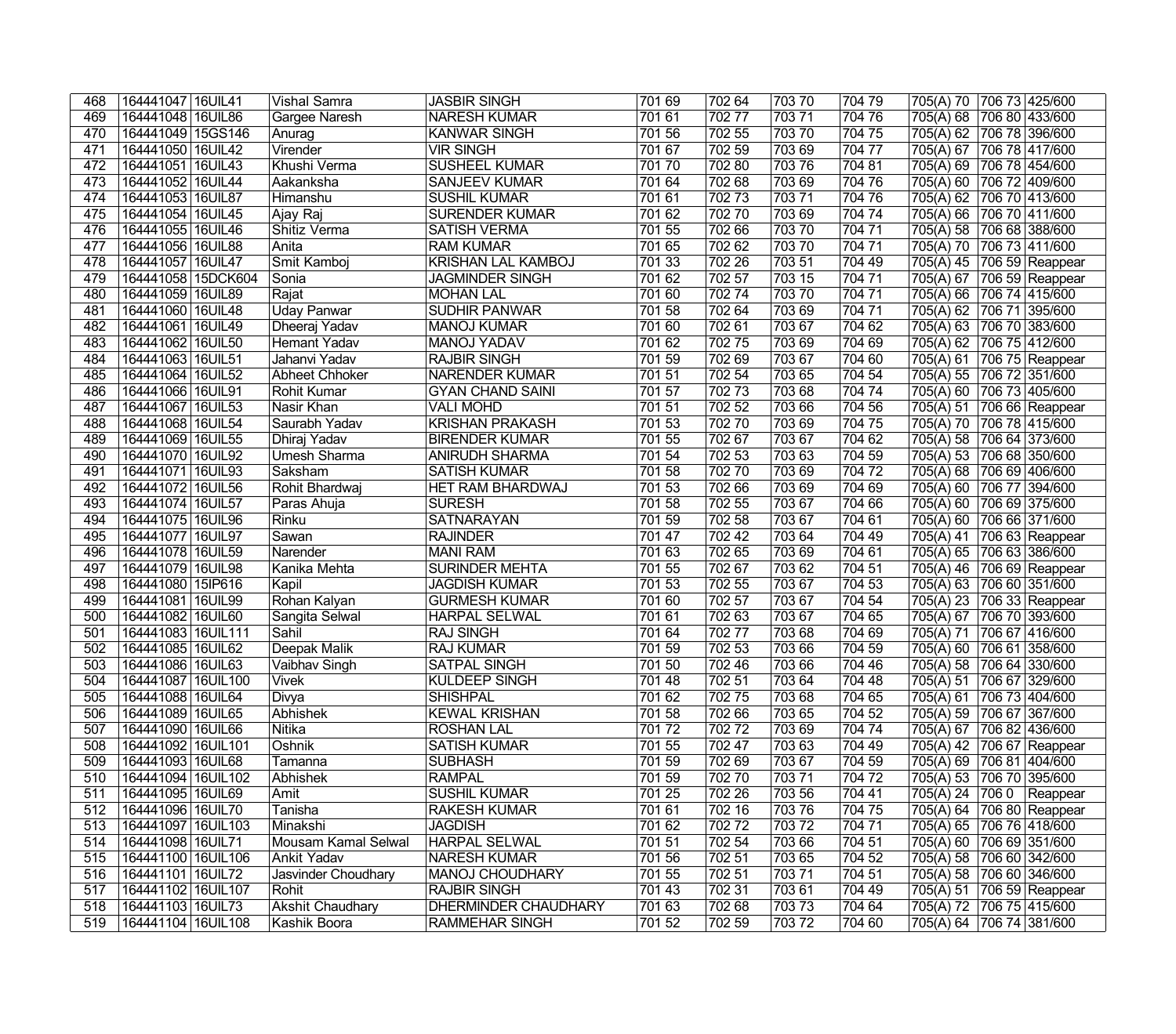| 468 | 164441047 | 16UIL41 | Vishal Samra | JASBIR SINGH | 701 69 | 702 64 | 703 70 | 704 79 | 705(A) 70 | 706 73 | 425/600 |
|---|---|---|---|---|---|---|---|---|---|---|---|
| 469 | 164441048 | 16UIL86 | Gargee Naresh | NARESH KUMAR | 701 61 | 702 77 | 703 71 | 704 76 | 705(A) 68 | 706 80 | 433/600 |
| 470 | 164441049 | 15GS146 | Anurag | KANWAR SINGH | 701 56 | 702 55 | 703 70 | 704 75 | 705(A) 62 | 706 78 | 396/600 |
| 471 | 164441050 | 16UIL42 | Virender | VIR SINGH | 701 67 | 702 59 | 703 69 | 704 77 | 705(A) 67 | 706 78 | 417/600 |
| 472 | 164441051 | 16UIL43 | Khushi Verma | SUSHEEL KUMAR | 701 70 | 702 80 | 703 76 | 704 81 | 705(A) 69 | 706 78 | 454/600 |
| 473 | 164441052 | 16UIL44 | Aakanksha | SANJEEV KUMAR | 701 64 | 702 68 | 703 69 | 704 76 | 705(A) 60 | 706 72 | 409/600 |
| 474 | 164441053 | 16UIL87 | Himanshu | SUSHIL KUMAR | 701 61 | 702 73 | 703 71 | 704 76 | 705(A) 62 | 706 70 | 413/600 |
| 475 | 164441054 | 16UIL45 | Ajay Raj | SURENDER KUMAR | 701 62 | 702 70 | 703 69 | 704 74 | 705(A) 66 | 706 70 | 411/600 |
| 476 | 164441055 | 16UIL46 | Shitiz Verma | SATISH VERMA | 701 55 | 702 66 | 703 70 | 704 71 | 705(A) 58 | 706 68 | 388/600 |
| 477 | 164441056 | 16UIL88 | Anita | RAM KUMAR | 701 65 | 702 62 | 703 70 | 704 71 | 705(A) 70 | 706 73 | 411/600 |
| 478 | 164441057 | 16UIL47 | Smit Kamboj | KRISHAN LAL KAMBOJ | 701 33 | 702 26 | 703 51 | 704 49 | 705(A) 45 | 706 59 | Reappear |
| 479 | 164441058 | 15DCK604 | Sonia | JAGMINDER SINGH | 701 62 | 702 57 | 703 15 | 704 71 | 705(A) 67 | 706 59 | Reappear |
| 480 | 164441059 | 16UIL89 | Rajat | MOHAN LAL | 701 60 | 702 74 | 703 70 | 704 71 | 705(A) 66 | 706 74 | 415/600 |
| 481 | 164441060 | 16UIL48 | Uday Panwar | SUDHIR PANWAR | 701 58 | 702 64 | 703 69 | 704 71 | 705(A) 62 | 706 71 | 395/600 |
| 482 | 164441061 | 16UIL49 | Dheeraj Yadav | MANOJ KUMAR | 701 60 | 702 61 | 703 67 | 704 62 | 705(A) 63 | 706 70 | 383/600 |
| 483 | 164441062 | 16UIL50 | Hemant Yadav | MANOJ YADAV | 701 62 | 702 75 | 703 69 | 704 69 | 705(A) 62 | 706 75 | 412/600 |
| 484 | 164441063 | 16UIL51 | Jahanvi Yadav | RAJBIR SINGH | 701 59 | 702 69 | 703 67 | 704 60 | 705(A) 61 | 706 75 | Reappear |
| 485 | 164441064 | 16UIL52 | Abheet Chhoker | NARENDER KUMAR | 701 51 | 702 54 | 703 65 | 704 54 | 705(A) 55 | 706 72 | 351/600 |
| 486 | 164441066 | 16UIL91 | Rohit Kumar | GYAN CHAND SAINI | 701 57 | 702 73 | 703 68 | 704 74 | 705(A) 60 | 706 73 | 405/600 |
| 487 | 164441067 | 16UIL53 | Nasir Khan | VALI MOHD | 701 51 | 702 52 | 703 66 | 704 56 | 705(A) 51 | 706 66 | Reappear |
| 488 | 164441068 | 16UIL54 | Saurabh Yadav | KRISHAN PRAKASH | 701 53 | 702 70 | 703 69 | 704 75 | 705(A) 70 | 706 78 | 415/600 |
| 489 | 164441069 | 16UIL55 | Dhiraj Yadav | BIRENDER KUMAR | 701 55 | 702 67 | 703 67 | 704 62 | 705(A) 58 | 706 64 | 373/600 |
| 490 | 164441070 | 16UIL92 | Umesh Sharma | ANIRUDH SHARMA | 701 54 | 702 53 | 703 63 | 704 59 | 705(A) 53 | 706 68 | 350/600 |
| 491 | 164441071 | 16UIL93 | Saksham | SATISH KUMAR | 701 58 | 702 70 | 703 69 | 704 72 | 705(A) 68 | 706 69 | 406/600 |
| 492 | 164441072 | 16UIL56 | Rohit Bhardwaj | HET RAM BHARDWAJ | 701 53 | 702 66 | 703 69 | 704 69 | 705(A) 60 | 706 77 | 394/600 |
| 493 | 164441074 | 16UIL57 | Paras Ahuja | SURESH | 701 58 | 702 55 | 703 67 | 704 66 | 705(A) 60 | 706 69 | 375/600 |
| 494 | 164441075 | 16UIL96 | Rinku | SATNARAYAN | 701 59 | 702 58 | 703 67 | 704 61 | 705(A) 60 | 706 66 | 371/600 |
| 495 | 164441077 | 16UIL97 | Sawan | RAJINDER | 701 47 | 702 42 | 703 64 | 704 49 | 705(A) 41 | 706 63 | Reappear |
| 496 | 164441078 | 16UIL59 | Narender | MANI RAM | 701 63 | 702 65 | 703 69 | 704 61 | 705(A) 65 | 706 63 | 386/600 |
| 497 | 164441079 | 16UIL98 | Kanika Mehta | SURINDER MEHTA | 701 55 | 702 67 | 703 62 | 704 51 | 705(A) 46 | 706 69 | Reappear |
| 498 | 164441080 | 15IP616 | Kapil | JAGDISH KUMAR | 701 53 | 702 55 | 703 67 | 704 53 | 705(A) 63 | 706 60 | 351/600 |
| 499 | 164441081 | 16UIL99 | Rohan Kalyan | GURMESH KUMAR | 701 60 | 702 57 | 703 67 | 704 54 | 705(A) 23 | 706 33 | Reappear |
| 500 | 164441082 | 16UIL60 | Sangita Selwal | HARPAL SELWAL | 701 61 | 702 63 | 703 67 | 704 65 | 705(A) 67 | 706 70 | 393/600 |
| 501 | 164441083 | 16UIL111 | Sahil | RAJ SINGH | 701 64 | 702 77 | 703 68 | 704 69 | 705(A) 71 | 706 67 | 416/600 |
| 502 | 164441085 | 16UIL62 | Deepak Malik | RAJ KUMAR | 701 59 | 702 53 | 703 66 | 704 59 | 705(A) 60 | 706 61 | 358/600 |
| 503 | 164441086 | 16UIL63 | Vaibhav Singh | SATPAL SINGH | 701 50 | 702 46 | 703 66 | 704 46 | 705(A) 58 | 706 64 | 330/600 |
| 504 | 164441087 | 16UIL100 | Vivek | KULDEEP SINGH | 701 48 | 702 51 | 703 64 | 704 48 | 705(A) 51 | 706 67 | 329/600 |
| 505 | 164441088 | 16UIL64 | Divya | SHISHPAL | 701 62 | 702 75 | 703 68 | 704 65 | 705(A) 61 | 706 73 | 404/600 |
| 506 | 164441089 | 16UIL65 | Abhishek | KEWAL KRISHAN | 701 58 | 702 66 | 703 65 | 704 52 | 705(A) 59 | 706 67 | 367/600 |
| 507 | 164441090 | 16UIL66 | Nitika | ROSHAN LAL | 701 72 | 702 72 | 703 69 | 704 74 | 705(A) 67 | 706 82 | 436/600 |
| 508 | 164441092 | 16UIL101 | Oshnik | SATISH KUMAR | 701 55 | 702 47 | 703 63 | 704 49 | 705(A) 42 | 706 67 | Reappear |
| 509 | 164441093 | 16UIL68 | Tamanna | SUBHASH | 701 59 | 702 69 | 703 67 | 704 59 | 705(A) 69 | 706 81 | 404/600 |
| 510 | 164441094 | 16UIL102 | Abhishek | RAMPAL | 701 59 | 702 70 | 703 71 | 704 72 | 705(A) 53 | 706 70 | 395/600 |
| 511 | 164441095 | 16UIL69 | Amit | SUSHIL KUMAR | 701 25 | 702 26 | 703 56 | 704 41 | 705(A) 24 | 706 0 | Reappear |
| 512 | 164441096 | 16UIL70 | Tanisha | RAKESH KUMAR | 701 61 | 702 16 | 703 76 | 704 75 | 705(A) 64 | 706 80 | Reappear |
| 513 | 164441097 | 16UIL103 | Minakshi | JAGDISH | 701 62 | 702 72 | 703 72 | 704 71 | 705(A) 65 | 706 76 | 418/600 |
| 514 | 164441098 | 16UIL71 | Mousam Kamal Selwal | HARPAL SELWAL | 701 51 | 702 54 | 703 66 | 704 51 | 705(A) 60 | 706 69 | 351/600 |
| 515 | 164441100 | 16UIL106 | Ankit Yadav | NARESH KUMAR | 701 56 | 702 51 | 703 65 | 704 52 | 705(A) 58 | 706 60 | 342/600 |
| 516 | 164441101 | 16UIL72 | Jasvinder Choudhary | MANOJ CHOUDHARY | 701 55 | 702 51 | 703 71 | 704 51 | 705(A) 58 | 706 60 | 346/600 |
| 517 | 164441102 | 16UIL107 | Rohit | RAJBIR SINGH | 701 43 | 702 31 | 703 61 | 704 49 | 705(A) 51 | 706 59 | Reappear |
| 518 | 164441103 | 16UIL73 | Akshit Chaudhary | DHERMINDER CHAUDHARY | 701 63 | 702 68 | 703 73 | 704 64 | 705(A) 72 | 706 75 | 415/600 |
| 519 | 164441104 | 16UIL108 | Kashik Boora | RAMMEHAR SINGH | 701 52 | 702 59 | 703 72 | 704 60 | 705(A) 64 | 706 74 | 381/600 |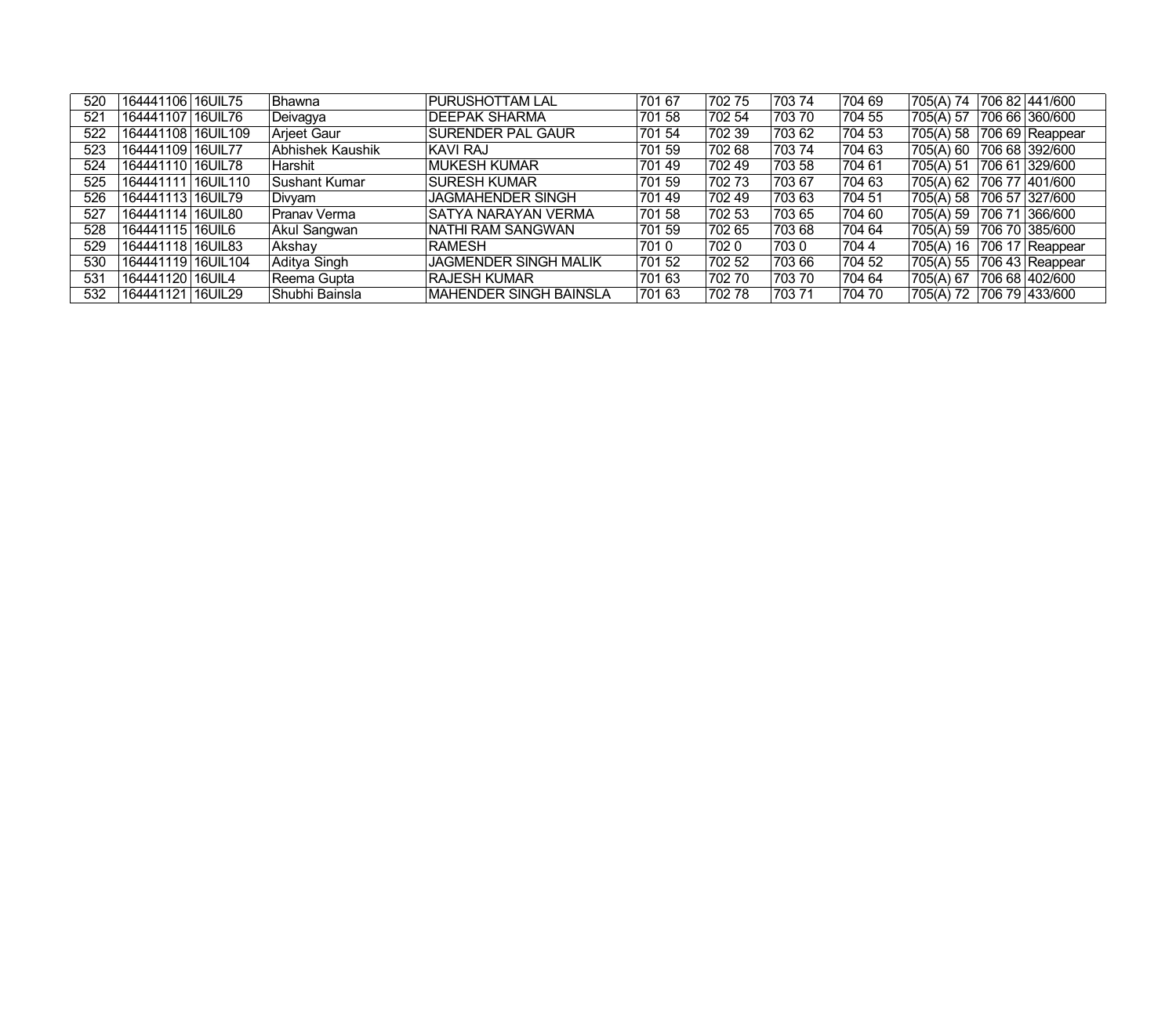| | | | | | | | | | | | | |
|---|---|---|---|---|---|---|---|---|---|---|---|---|
| 520 | 164441106 | 16UIL75 | Bhawna | PURUSHOTTAM LAL | 701 67 | 702 75 | 703 74 | 704 69 | 705(A) 74 | 706 82 | 441/600 |
| 521 | 164441107 | 16UIL76 | Deivagya | DEEPAK SHARMA | 701 58 | 702 54 | 703 70 | 704 55 | 705(A) 57 | 706 66 | 360/600 |
| 522 | 164441108 | 16UIL109 | Arjeet Gaur | SURENDER PAL GAUR | 701 54 | 702 39 | 703 62 | 704 53 | 705(A) 58 | 706 69 | Reappear |
| 523 | 164441109 | 16UIL77 | Abhishek Kaushik | KAVI RAJ | 701 59 | 702 68 | 703 74 | 704 63 | 705(A) 60 | 706 68 | 392/600 |
| 524 | 164441110 | 16UIL78 | Harshit | MUKESH KUMAR | 701 49 | 702 49 | 703 58 | 704 61 | 705(A) 51 | 706 61 | 329/600 |
| 525 | 164441111 | 16UIL110 | Sushant Kumar | SURESH KUMAR | 701 59 | 702 73 | 703 67 | 704 63 | 705(A) 62 | 706 77 | 401/600 |
| 526 | 164441113 | 16UIL79 | Divyam | JAGMAHENDER SINGH | 701 49 | 702 49 | 703 63 | 704 51 | 705(A) 58 | 706 57 | 327/600 |
| 527 | 164441114 | 16UIL80 | Pranav Verma | SATYA NARAYAN VERMA | 701 58 | 702 53 | 703 65 | 704 60 | 705(A) 59 | 706 71 | 366/600 |
| 528 | 164441115 | 16UIL6 | Akul Sangwan | NATHI RAM SANGWAN | 701 59 | 702 65 | 703 68 | 704 64 | 705(A) 59 | 706 70 | 385/600 |
| 529 | 164441118 | 16UIL83 | Akshay | RAMESH | 701 0 | 702 0 | 703 0 | 704 4 | 705(A) 16 | 706 17 | Reappear |
| 530 | 164441119 | 16UIL104 | Aditya Singh | JAGMENDER SINGH MALIK | 701 52 | 702 52 | 703 66 | 704 52 | 705(A) 55 | 706 43 | Reappear |
| 531 | 164441120 | 16UIL4 | Reema Gupta | RAJESH KUMAR | 701 63 | 702 70 | 703 70 | 704 64 | 705(A) 67 | 706 68 | 402/600 |
| 532 | 164441121 | 16UIL29 | Shubhi Bainsla | MAHENDER SINGH BAINSLA | 701 63 | 702 78 | 703 71 | 704 70 | 705(A) 72 | 706 79 | 433/600 |